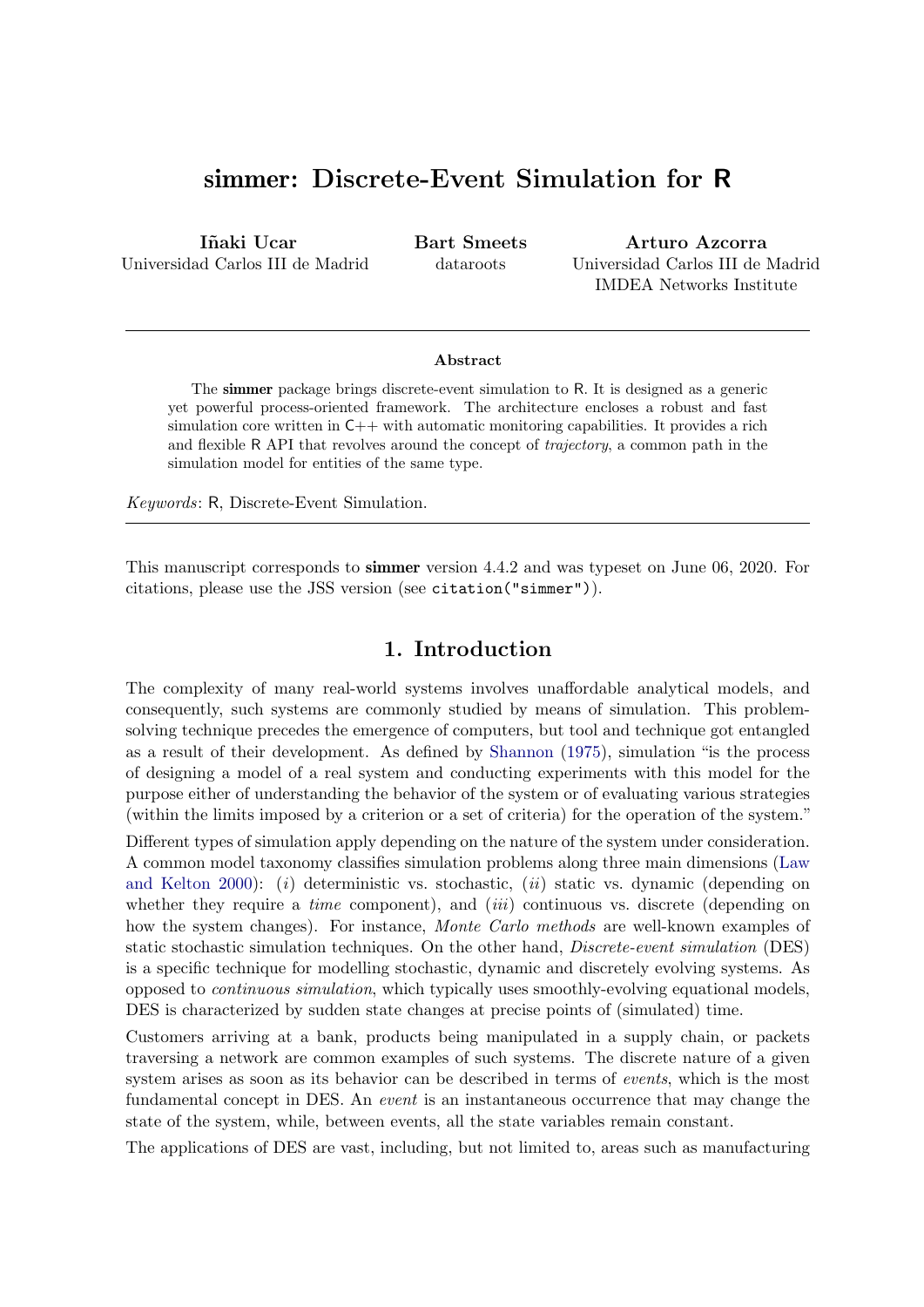# simmer: Discrete-Event Simulation for R

**Iñaki Ucar**
Universidad Carlos III de Madrid

**Bart Smeets**
dataroots

**Arturo Azcorra**
Universidad Carlos III de Madrid
IMDEA Networks Institute

---

**Abstract**

The **simmer** package brings discrete-event simulation to R. It is designed as a generic yet powerful process-oriented framework. The architecture encloses a robust and fast simulation core written in C++ with automatic monitoring capabilities. It provides a rich and flexible R API that revolves around the concept of *trajectory*, a common path in the simulation model for entities of the same type.

*Keywords*: R, Discrete-Event Simulation.

---

This manuscript corresponds to **simmer** version 4.4.2 and was typeset on June 06, 2020. For citations, please use the JSS version (see `citation("simmer")`).

## 1. Introduction

The complexity of many real-world systems involves unaffordable analytical models, and consequently, such systems are commonly studied by means of simulation. This problem-solving technique precedes the emergence of computers, but tool and technique got entangled as a result of their development. As defined by Shannon (1975), simulation "is the process of designing a model of a real system and conducting experiments with this model for the purpose either of understanding the behavior of the system or of evaluating various strategies (within the limits imposed by a criterion or a set of criteria) for the operation of the system."

Different types of simulation apply depending on the nature of the system under consideration. A common model taxonomy classifies simulation problems along three main dimensions (Law and Kelton 2000): (*i*) deterministic vs. stochastic, (*ii*) static vs. dynamic (depending on whether they require a *time* component), and (*iii*) continuous vs. discrete (depending on how the system changes). For instance, *Monte Carlo methods* are well-known examples of static stochastic simulation techniques. On the other hand, *Discrete-event simulation* (DES) is a specific technique for modelling stochastic, dynamic and discretely evolving systems. As opposed to *continuous simulation*, which typically uses smoothly-evolving equational models, DES is characterized by sudden state changes at precise points of (simulated) time.

Customers arriving at a bank, products being manipulated in a supply chain, or packets traversing a network are common examples of such systems. The discrete nature of a given system arises as soon as its behavior can be described in terms of *events*, which is the most fundamental concept in DES. An *event* is an instantaneous occurrence that may change the state of the system, while, between events, all the state variables remain constant.

The applications of DES are vast, including, but not limited to, areas such as manufacturing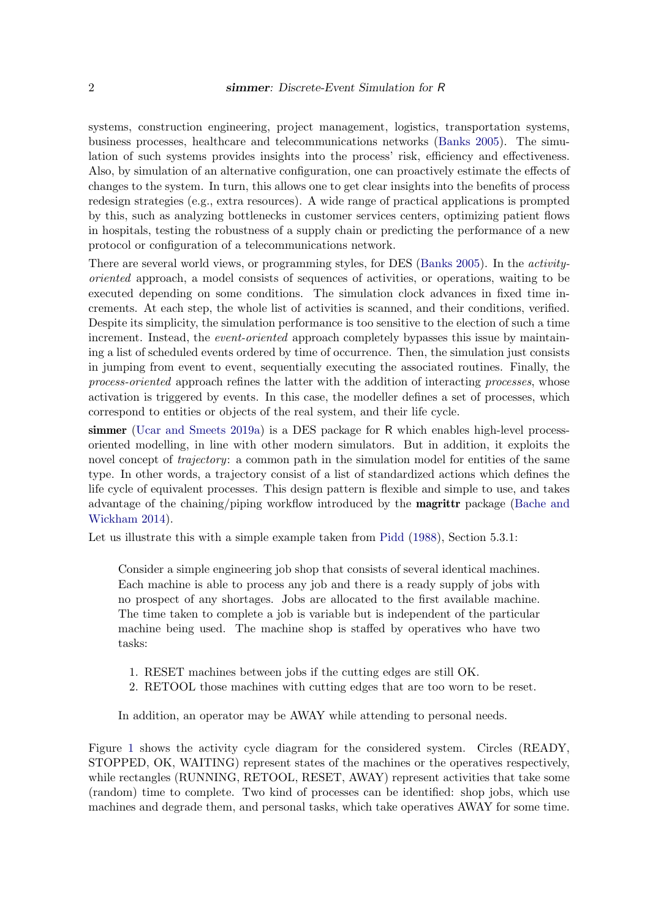systems, construction engineering, project management, logistics, transportation systems, business processes, healthcare and telecommunications networks (Banks 2005). The simulation of such systems provides insights into the process' risk, efficiency and effectiveness. Also, by simulation of an alternative configuration, one can proactively estimate the effects of changes to the system. In turn, this allows one to get clear insights into the benefits of process redesign strategies (e.g., extra resources). A wide range of practical applications is prompted by this, such as analyzing bottlenecks in customer services centers, optimizing patient flows in hospitals, testing the robustness of a supply chain or predicting the performance of a new protocol or configuration of a telecommunications network.

There are several world views, or programming styles, for DES (Banks 2005). In the *activity-oriented* approach, a model consists of sequences of activities, or operations, waiting to be executed depending on some conditions. The simulation clock advances in fixed time increments. At each step, the whole list of activities is scanned, and their conditions, verified. Despite its simplicity, the simulation performance is too sensitive to the election of such a time increment. Instead, the *event-oriented* approach completely bypasses this issue by maintaining a list of scheduled events ordered by time of occurrence. Then, the simulation just consists in jumping from event to event, sequentially executing the associated routines. Finally, the *process-oriented* approach refines the latter with the addition of interacting *processes*, whose activation is triggered by events. In this case, the modeller defines a set of processes, which correspond to entities or objects of the real system, and their life cycle.

**simmer** (Ucar and Smeets 2019a) is a DES package for R which enables high-level process-oriented modelling, in line with other modern simulators. But in addition, it exploits the novel concept of *trajectory*: a common path in the simulation model for entities of the same type. In other words, a trajectory consist of a list of standardized actions which defines the life cycle of equivalent processes. This design pattern is flexible and simple to use, and takes advantage of the chaining/piping workflow introduced by the **magrittr** package (Bache and Wickham 2014).

Let us illustrate this with a simple example taken from Pidd (1988), Section 5.3.1:

> Consider a simple engineering job shop that consists of several identical machines. Each machine is able to process any job and there is a ready supply of jobs with no prospect of any shortages. Jobs are allocated to the first available machine. The time taken to complete a job is variable but is independent of the particular machine being used. The machine shop is staffed by operatives who have two tasks:
>
> 1. RESET machines between jobs if the cutting edges are still OK.
> 2. RETOOL those machines with cutting edges that are too worn to be reset.
>
> In addition, an operator may be AWAY while attending to personal needs.

Figure 1 shows the activity cycle diagram for the considered system. Circles (READY, STOPPED, OK, WAITING) represent states of the machines or the operatives respectively, while rectangles (RUNNING, RETOOL, RESET, AWAY) represent activities that take some (random) time to complete. Two kind of processes can be identified: shop jobs, which use machines and degrade them, and personal tasks, which take operatives AWAY for some time.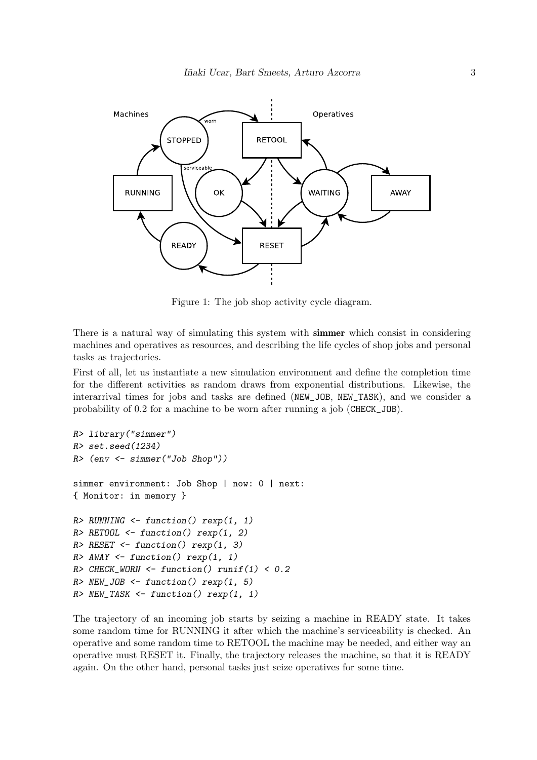Figure 1: The job shop activity cycle diagram.

There is a natural way of simulating this system with **simmer** which consist in considering machines and operatives as resources, and describing the life cycles of shop jobs and personal tasks as trajectories.

First of all, let us instantiate a new simulation environment and define the completion time for the different activities as random draws from exponential distributions. Likewise, the interarrival times for jobs and tasks are defined (NEW_JOB, NEW_TASK), and we consider a probability of 0.2 for a machine to be worn after running a job (CHECK_JOB).

```
R> library("simmer")
R> set.seed(1234)
R> (env <- simmer("Job Shop"))

simmer environment: Job Shop | now: 0 | next:
{ Monitor: in memory }

R> RUNNING <- function() rexp(1, 1)
R> RETOOL <- function() rexp(1, 2)
R> RESET <- function() rexp(1, 3)
R> AWAY <- function() rexp(1, 1)
R> CHECK_WORN <- function() runif(1) < 0.2
R> NEW_JOB <- function() rexp(1, 5)
R> NEW_TASK <- function() rexp(1, 1)
```

The trajectory of an incoming job starts by seizing a machine in READY state. It takes some random time for RUNNING it after which the machine's serviceability is checked. An operative and some random time to RETOOL the machine may be needed, and either way an operative must RESET it. Finally, the trajectory releases the machine, so that it is READY again. On the other hand, personal tasks just seize operatives for some time.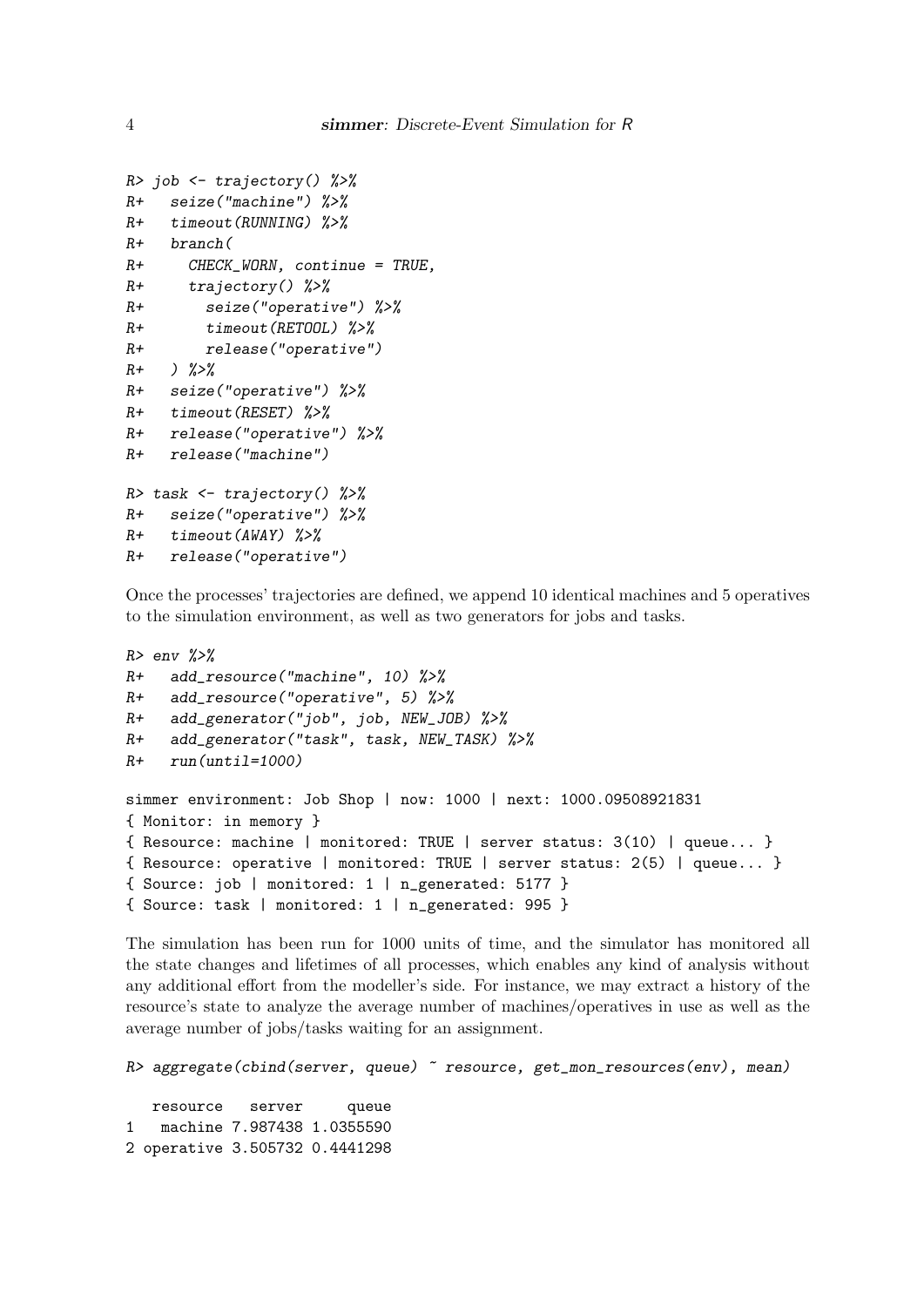```
R> job <- trajectory() %>%
R+   seize("machine") %>%
R+   timeout(RUNNING) %>%
R+   branch(
R+     CHECK_WORN, continue = TRUE,
R+     trajectory() %>%
R+       seize("operative") %>%
R+       timeout(RETOOL) %>%
R+       release("operative")
R+   ) %>%
R+   seize("operative") %>%
R+   timeout(RESET) %>%
R+   release("operative") %>%
R+   release("machine")

R> task <- trajectory() %>%
R+   seize("operative") %>%
R+   timeout(AWAY) %>%
R+   release("operative")
```

Once the processes' trajectories are defined, we append 10 identical machines and 5 operatives to the simulation environment, as well as two generators for jobs and tasks.

```
R> env %>%
R+   add_resource("machine", 10) %>%
R+   add_resource("operative", 5) %>%
R+   add_generator("job", job, NEW_JOB) %>%
R+   add_generator("task", task, NEW_TASK) %>%
R+   run(until=1000)

simmer environment: Job Shop | now: 1000 | next: 1000.09508921831
{ Monitor: in memory }
{ Resource: machine | monitored: TRUE | server status: 3(10) | queue... }
{ Resource: operative | monitored: TRUE | server status: 2(5) | queue... }
{ Source: job | monitored: 1 | n_generated: 5177 }
{ Source: task | monitored: 1 | n_generated: 995 }
```

The simulation has been run for 1000 units of time, and the simulator has monitored all the state changes and lifetimes of all processes, which enables any kind of analysis without any additional effort from the modeller's side. For instance, we may extract a history of the resource's state to analyze the average number of machines/operatives in use as well as the average number of jobs/tasks waiting for an assignment.

```
R> aggregate(cbind(server, queue) ~ resource, get_mon_resources(env), mean)

   resource   server     queue
1   machine 7.987438 1.0355590
2 operative 3.505732 0.4441298
```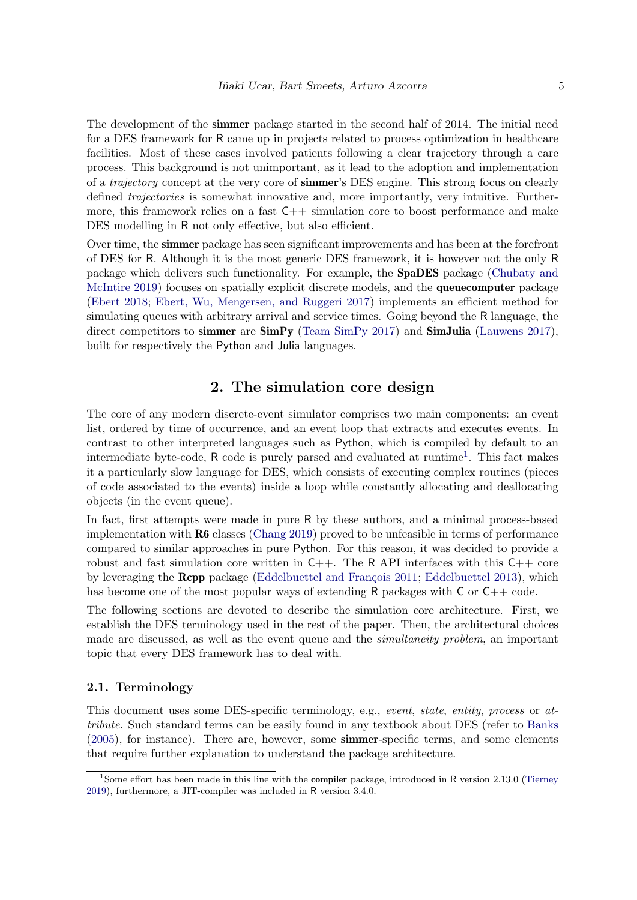The development of the **simmer** package started in the second half of 2014. The initial need for a DES framework for R came up in projects related to process optimization in healthcare facilities. Most of these cases involved patients following a clear trajectory through a care process. This background is not unimportant, as it lead to the adoption and implementation of a *trajectory* concept at the very core of **simmer**'s DES engine. This strong focus on clearly defined *trajectories* is somewhat innovative and, more importantly, very intuitive. Furthermore, this framework relies on a fast C++ simulation core to boost performance and make DES modelling in R not only effective, but also efficient.

Over time, the **simmer** package has seen significant improvements and has been at the forefront of DES for R. Although it is the most generic DES framework, it is however not the only R package which delivers such functionality. For example, the **SpaDES** package (Chubaty and McIntire 2019) focuses on spatially explicit discrete models, and the **queuecomputer** package (Ebert 2018; Ebert, Wu, Mengersen, and Ruggeri 2017) implements an efficient method for simulating queues with arbitrary arrival and service times. Going beyond the R language, the direct competitors to **simmer** are **SimPy** (Team SimPy 2017) and **SimJulia** (Lauwens 2017), built for respectively the Python and Julia languages.

## 2. The simulation core design

The core of any modern discrete-event simulator comprises two main components: an event list, ordered by time of occurrence, and an event loop that extracts and executes events. In contrast to other interpreted languages such as Python, which is compiled by default to an intermediate byte-code, R code is purely parsed and evaluated at runtime[1]. This fact makes it a particularly slow language for DES, which consists of executing complex routines (pieces of code associated to the events) inside a loop while constantly allocating and deallocating objects (in the event queue).

In fact, first attempts were made in pure R by these authors, and a minimal process-based implementation with **R6** classes (Chang 2019) proved to be unfeasible in terms of performance compared to similar approaches in pure Python. For this reason, it was decided to provide a robust and fast simulation core written in C++. The R API interfaces with this C++ core by leveraging the **Rcpp** package (Eddelbuettel and François 2011; Eddelbuettel 2013), which has become one of the most popular ways of extending R packages with C or C++ code.

The following sections are devoted to describe the simulation core architecture. First, we establish the DES terminology used in the rest of the paper. Then, the architectural choices made are discussed, as well as the event queue and the *simultaneity problem*, an important topic that every DES framework has to deal with.

### 2.1. Terminology

This document uses some DES-specific terminology, e.g., *event*, *state*, *entity*, *process* or *attribute*. Such standard terms can be easily found in any textbook about DES (refer to Banks (2005), for instance). There are, however, some **simmer**-specific terms, and some elements that require further explanation to understand the package architecture.

---

[1] Some effort has been made in this line with the **compiler** package, introduced in R version 2.13.0 (Tierney 2019), furthermore, a JIT-compiler was included in R version 3.4.0.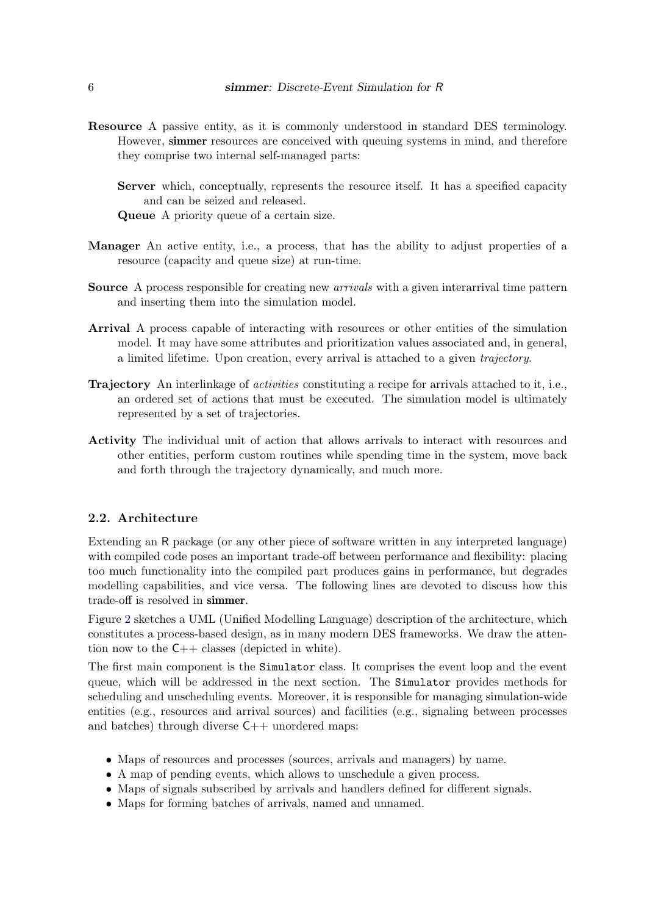**Resource** A passive entity, as it is commonly understood in standard DES terminology. However, **simmer** resources are conceived with queuing systems in mind, and therefore they comprise two internal self-managed parts:

**Server** which, conceptually, represents the resource itself. It has a specified capacity and can be seized and released.

**Queue** A priority queue of a certain size.

**Manager** An active entity, i.e., a process, that has the ability to adjust properties of a resource (capacity and queue size) at run-time.

**Source** A process responsible for creating new *arrivals* with a given interarrival time pattern and inserting them into the simulation model.

**Arrival** A process capable of interacting with resources or other entities of the simulation model. It may have some attributes and prioritization values associated and, in general, a limited lifetime. Upon creation, every arrival is attached to a given *trajectory*.

**Trajectory** An interlinkage of *activities* constituting a recipe for arrivals attached to it, i.e., an ordered set of actions that must be executed. The simulation model is ultimately represented by a set of trajectories.

**Activity** The individual unit of action that allows arrivals to interact with resources and other entities, perform custom routines while spending time in the system, move back and forth through the trajectory dynamically, and much more.

## 2.2. Architecture

Extending an R package (or any other piece of software written in any interpreted language) with compiled code poses an important trade-off between performance and flexibility: placing too much functionality into the compiled part produces gains in performance, but degrades modelling capabilities, and vice versa. The following lines are devoted to discuss how this trade-off is resolved in **simmer**.

Figure 2 sketches a UML (Unified Modelling Language) description of the architecture, which constitutes a process-based design, as in many modern DES frameworks. We draw the attention now to the C++ classes (depicted in white).

The first main component is the `Simulator` class. It comprises the event loop and the event queue, which will be addressed in the next section. The `Simulator` provides methods for scheduling and unscheduling events. Moreover, it is responsible for managing simulation-wide entities (e.g., resources and arrival sources) and facilities (e.g., signaling between processes and batches) through diverse C++ unordered maps:

- Maps of resources and processes (sources, arrivals and managers) by name.
- A map of pending events, which allows to unschedule a given process.
- Maps of signals subscribed by arrivals and handlers defined for different signals.
- Maps for forming batches of arrivals, named and unnamed.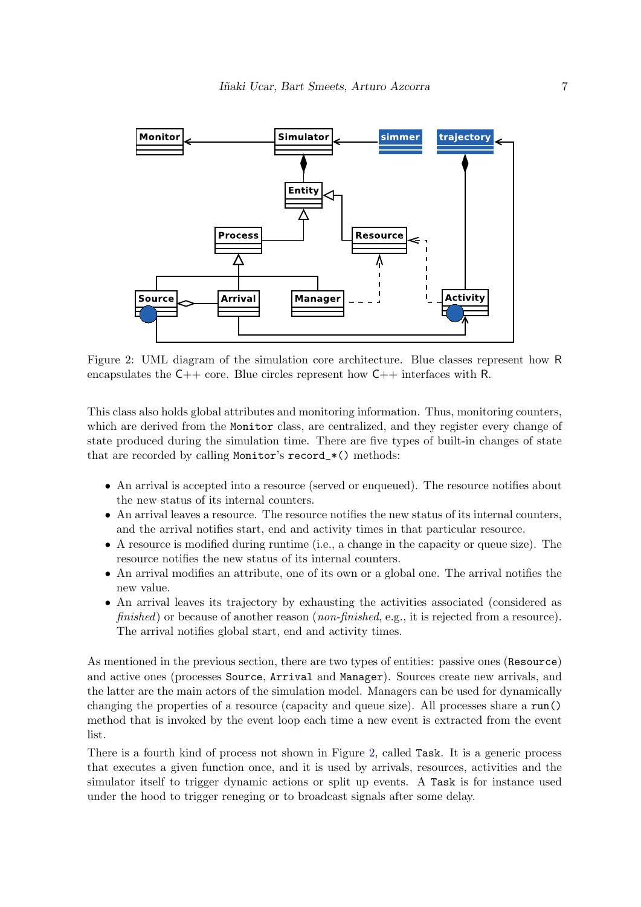Figure 2: UML diagram of the simulation core architecture. Blue classes represent how R encapsulates the C++ core. Blue circles represent how C++ interfaces with R.

This class also holds global attributes and monitoring information. Thus, monitoring counters, which are derived from the `Monitor` class, are centralized, and they register every change of state produced during the simulation time. There are five types of built-in changes of state that are recorded by calling `Monitor`'s `record_*()` methods:

- An arrival is accepted into a resource (served or enqueued). The resource notifies about the new status of its internal counters.
- An arrival leaves a resource. The resource notifies the new status of its internal counters, and the arrival notifies start, end and activity times in that particular resource.
- A resource is modified during runtime (i.e., a change in the capacity or queue size). The resource notifies the new status of its internal counters.
- An arrival modifies an attribute, one of its own or a global one. The arrival notifies the new value.
- An arrival leaves its trajectory by exhausting the activities associated (considered as *finished*) or because of another reason (*non-finished*, e.g., it is rejected from a resource). The arrival notifies global start, end and activity times.

As mentioned in the previous section, there are two types of entities: passive ones (`Resource`) and active ones (processes `Source`, `Arrival` and `Manager`). Sources create new arrivals, and the latter are the main actors of the simulation model. Managers can be used for dynamically changing the properties of a resource (capacity and queue size). All processes share a `run()` method that is invoked by the event loop each time a new event is extracted from the event list.

There is a fourth kind of process not shown in Figure 2, called `Task`. It is a generic process that executes a given function once, and it is used by arrivals, resources, activities and the simulator itself to trigger dynamic actions or split up events. A `Task` is for instance used under the hood to trigger reneging or to broadcast signals after some delay.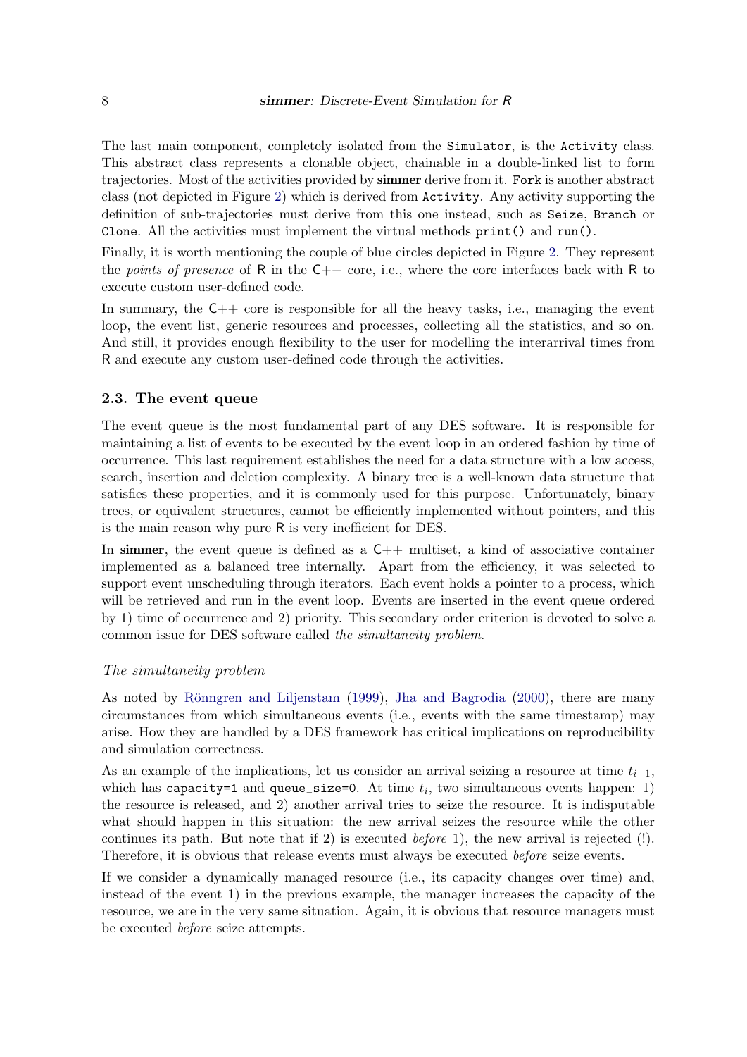The last main component, completely isolated from the `Simulator`, is the `Activity` class. This abstract class represents a clonable object, chainable in a double-linked list to form trajectories. Most of the activities provided by **simmer** derive from it. `Fork` is another abstract class (not depicted in Figure 2) which is derived from `Activity`. Any activity supporting the definition of sub-trajectories must derive from this one instead, such as `Seize`, `Branch` or `Clone`. All the activities must implement the virtual methods `print()` and `run()`.

Finally, it is worth mentioning the couple of blue circles depicted in Figure 2. They represent the *points of presence* of R in the C++ core, i.e., where the core interfaces back with R to execute custom user-defined code.

In summary, the C++ core is responsible for all the heavy tasks, i.e., managing the event loop, the event list, generic resources and processes, collecting all the statistics, and so on. And still, it provides enough flexibility to the user for modelling the interarrival times from R and execute any custom user-defined code through the activities.

### 2.3. The event queue

The event queue is the most fundamental part of any DES software. It is responsible for maintaining a list of events to be executed by the event loop in an ordered fashion by time of occurrence. This last requirement establishes the need for a data structure with a low access, search, insertion and deletion complexity. A binary tree is a well-known data structure that satisfies these properties, and it is commonly used for this purpose. Unfortunately, binary trees, or equivalent structures, cannot be efficiently implemented without pointers, and this is the main reason why pure R is very inefficient for DES.

In **simmer**, the event queue is defined as a C++ multiset, a kind of associative container implemented as a balanced tree internally. Apart from the efficiency, it was selected to support event unscheduling through iterators. Each event holds a pointer to a process, which will be retrieved and run in the event loop. Events are inserted in the event queue ordered by 1) time of occurrence and 2) priority. This secondary order criterion is devoted to solve a common issue for DES software called *the simultaneity problem*.

#### *The simultaneity problem*

As noted by Rönngren and Liljenstam (1999), Jha and Bagrodia (2000), there are many circumstances from which simultaneous events (i.e., events with the same timestamp) may arise. How they are handled by a DES framework has critical implications on reproducibility and simulation correctness.

As an example of the implications, let us consider an arrival seizing a resource at time $t_{i-1}$, which has `capacity=1` and `queue_size=0`. At time $t_i$, two simultaneous events happen: 1) the resource is released, and 2) another arrival tries to seize the resource. It is indisputable what should happen in this situation: the new arrival seizes the resource while the other continues its path. But note that if 2) is executed *before* 1), the new arrival is rejected (!). Therefore, it is obvious that release events must always be executed *before* seize events.

If we consider a dynamically managed resource (i.e., its capacity changes over time) and, instead of the event 1) in the previous example, the manager increases the capacity of the resource, we are in the very same situation. Again, it is obvious that resource managers must be executed *before* seize attempts.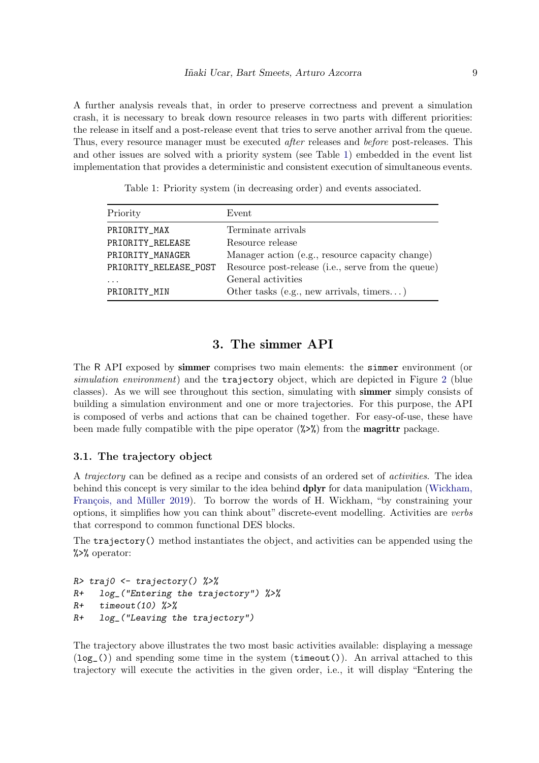A further analysis reveals that, in order to preserve correctness and prevent a simulation crash, it is necessary to break down resource releases in two parts with different priorities: the release in itself and a post-release event that tries to serve another arrival from the queue. Thus, every resource manager must be executed *after* releases and *before* post-releases. This and other issues are solved with a priority system (see Table 1) embedded in the event list implementation that provides a deterministic and consistent execution of simultaneous events.

Table 1: Priority system (in decreasing order) and events associated.

| Priority | Event |
|---|---|
| `PRIORITY_MAX` | Terminate arrivals |
| `PRIORITY_RELEASE` | Resource release |
| `PRIORITY_MANAGER` | Manager action (e.g., resource capacity change) |
| `PRIORITY_RELEASE_POST` | Resource post-release (i.e., serve from the queue) |
| ... | General activities |
| `PRIORITY_MIN` | Other tasks (e.g., new arrivals, timers...) |

# 3. The simmer API

The R API exposed by **simmer** comprises two main elements: the `simmer` environment (or *simulation environment*) and the `trajectory` object, which are depicted in Figure 2 (blue classes). As we will see throughout this section, simulating with **simmer** simply consists of building a simulation environment and one or more trajectories. For this purpose, the API is composed of verbs and actions that can be chained together. For easy-of-use, these have been made fully compatible with the pipe operator (`%>%`) from the **magrittr** package.

## 3.1. The trajectory object

A *trajectory* can be defined as a recipe and consists of an ordered set of *activities*. The idea behind this concept is very similar to the idea behind **dplyr** for data manipulation (Wickham, François, and Müller 2019). To borrow the words of H. Wickham, "by constraining your options, it simplifies how you can think about" discrete-event modelling. Activities are *verbs* that correspond to common functional DES blocks.

The `trajectory()` method instantiates the object, and activities can be appended using the `%>%` operator:

```
R> traj0 <- trajectory() %>%
R+   log_("Entering the trajectory") %>%
R+   timeout(10) %>%
R+   log_("Leaving the trajectory")
```

The trajectory above illustrates the two most basic activities available: displaying a message (`log_()`) and spending some time in the system (`timeout()`). An arrival attached to this trajectory will execute the activities in the given order, i.e., it will display "Entering the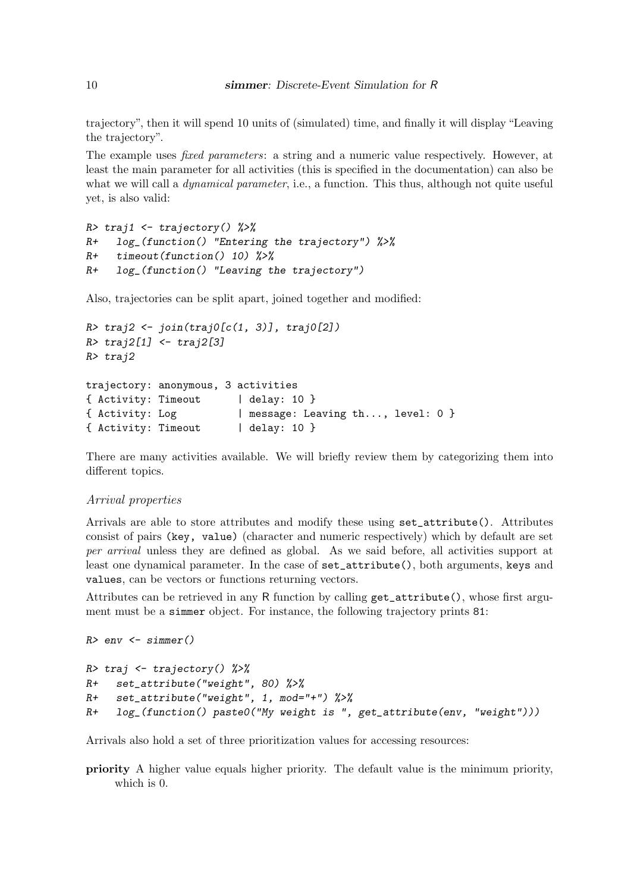trajectory", then it will spend 10 units of (simulated) time, and finally it will display "Leaving the trajectory".

The example uses *fixed parameters*: a string and a numeric value respectively. However, at least the main parameter for all activities (this is specified in the documentation) can also be what we will call a *dynamical parameter*, i.e., a function. This thus, although not quite useful yet, is also valid:

```
R> traj1 <- trajectory() %>%
R+   log_(function() "Entering the trajectory") %>%
R+   timeout(function() 10) %>%
R+   log_(function() "Leaving the trajectory")
```

Also, trajectories can be split apart, joined together and modified:

```
R> traj2 <- join(traj0[c(1, 3)], traj0[2])
R> traj2[1] <- traj2[3]
R> traj2

trajectory: anonymous, 3 activities
{ Activity: Timeout      | delay: 10 }
{ Activity: Log          | message: Leaving th..., level: 0 }
{ Activity: Timeout      | delay: 10 }
```

There are many activities available. We will briefly review them by categorizing them into different topics.

*Arrival properties*

Arrivals are able to store attributes and modify these using `set_attribute()`. Attributes consist of pairs `(key, value)` (character and numeric respectively) which by default are set *per arrival* unless they are defined as global. As we said before, all activities support at least one dynamical parameter. In the case of `set_attribute()`, both arguments, `keys` and `values`, can be vectors or functions returning vectors.

Attributes can be retrieved in any R function by calling `get_attribute()`, whose first argument must be a `simmer` object. For instance, the following trajectory prints `81`:

```
R> env <- simmer()

R> traj <- trajectory() %>%
R+   set_attribute("weight", 80) %>%
R+   set_attribute("weight", 1, mod="+") %>%
R+   log_(function() paste0("My weight is ", get_attribute(env, "weight")))
```

Arrivals also hold a set of three prioritization values for accessing resources:

**priority** A higher value equals higher priority. The default value is the minimum priority, which is 0.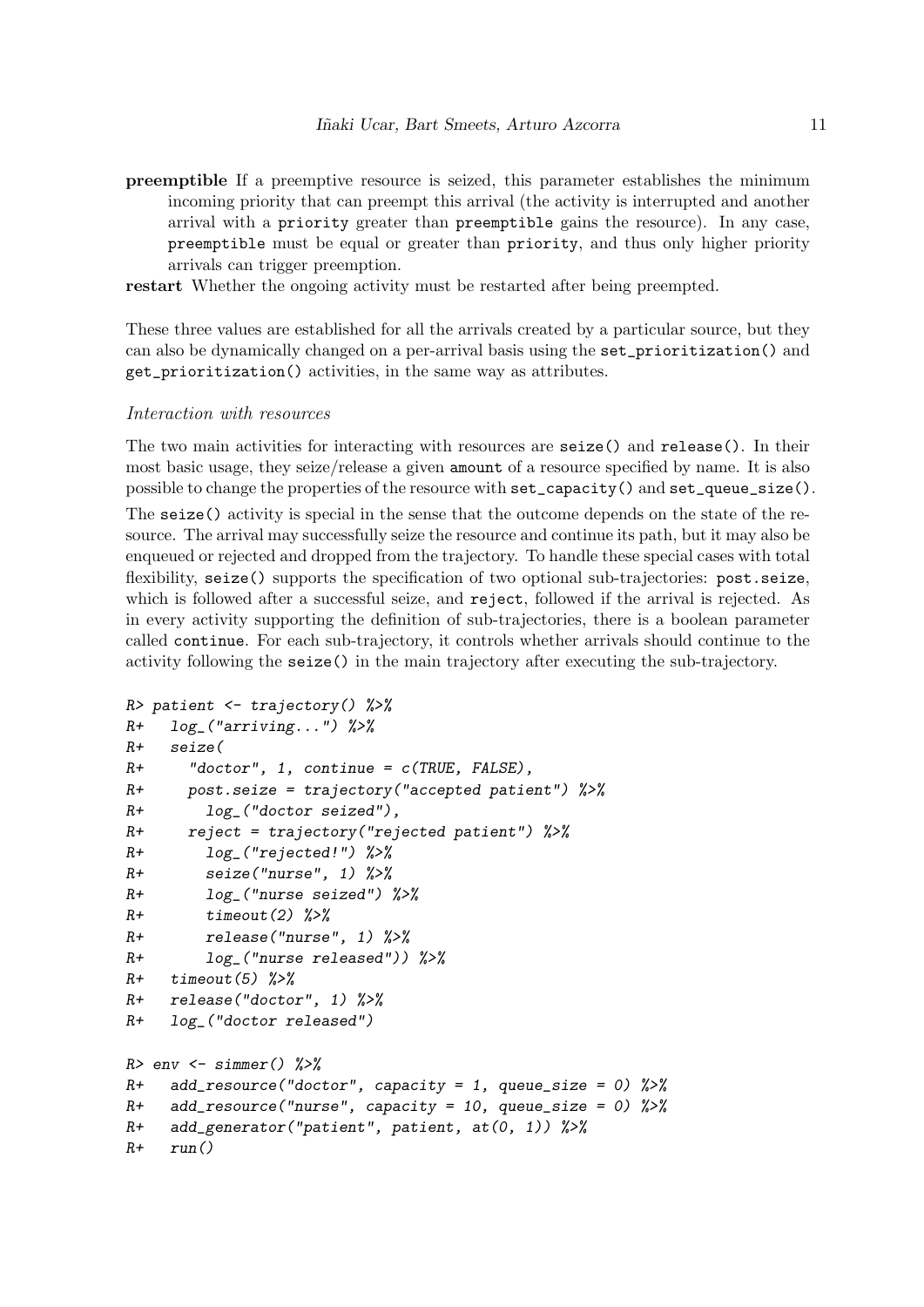**preemptible** If a preemptive resource is seized, this parameter establishes the minimum incoming priority that can preempt this arrival (the activity is interrupted and another arrival with a priority greater than preemptible gains the resource). In any case, preemptible must be equal or greater than priority, and thus only higher priority arrivals can trigger preemption.

**restart** Whether the ongoing activity must be restarted after being preempted.

These three values are established for all the arrivals created by a particular source, but they can also be dynamically changed on a per-arrival basis using the set_prioritization() and get_prioritization() activities, in the same way as attributes.

*Interaction with resources*

The two main activities for interacting with resources are seize() and release(). In their most basic usage, they seize/release a given amount of a resource specified by name. It is also possible to change the properties of the resource with set_capacity() and set_queue_size().

The seize() activity is special in the sense that the outcome depends on the state of the resource. The arrival may successfully seize the resource and continue its path, but it may also be enqueued or rejected and dropped from the trajectory. To handle these special cases with total flexibility, seize() supports the specification of two optional sub-trajectories: post.seize, which is followed after a successful seize, and reject, followed if the arrival is rejected. As in every activity supporting the definition of sub-trajectories, there is a boolean parameter called continue. For each sub-trajectory, it controls whether arrivals should continue to the activity following the seize() in the main trajectory after executing the sub-trajectory.

```
R> patient <- trajectory() %>%
R+   log_("arriving...") %>%
R+   seize(
R+     "doctor", 1, continue = c(TRUE, FALSE),
R+     post.seize = trajectory("accepted patient") %>%
R+       log_("doctor seized"),
R+     reject = trajectory("rejected patient") %>%
R+       log_("rejected!") %>%
R+       seize("nurse", 1) %>%
R+       log_("nurse seized") %>%
R+       timeout(2) %>%
R+       release("nurse", 1) %>%
R+       log_("nurse released")) %>%
R+   timeout(5) %>%
R+   release("doctor", 1) %>%
R+   log_("doctor released")

R> env <- simmer() %>%
R+   add_resource("doctor", capacity = 1, queue_size = 0) %>%
R+   add_resource("nurse", capacity = 10, queue_size = 0) %>%
R+   add_generator("patient", patient, at(0, 1)) %>%
R+   run()
```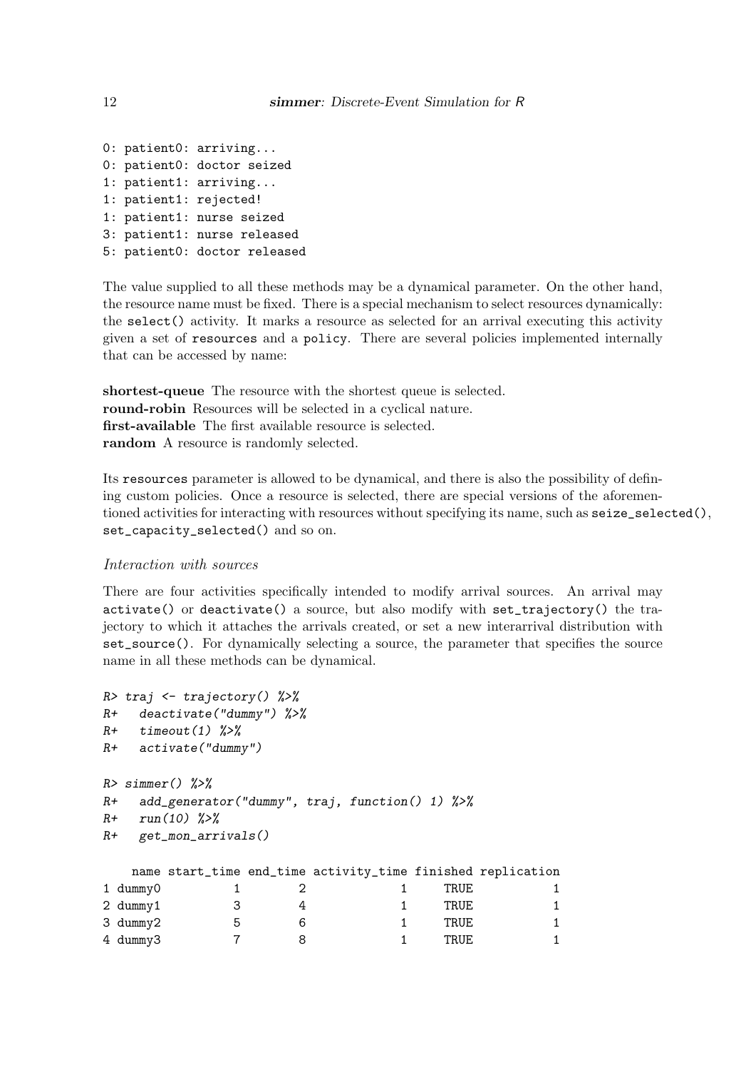```
0: patient0: arriving...
0: patient0: doctor seized
1: patient1: arriving...
1: patient1: rejected!
1: patient1: nurse seized
3: patient1: nurse released
5: patient0: doctor released
```

The value supplied to all these methods may be a dynamical parameter. On the other hand, the resource name must be fixed. There is a special mechanism to select resources dynamically: the `select()` activity. It marks a resource as selected for an arrival executing this activity given a set of `resources` and a `policy`. There are several policies implemented internally that can be accessed by name:

**shortest-queue** The resource with the shortest queue is selected.
**round-robin** Resources will be selected in a cyclical nature.
**first-available** The first available resource is selected.
**random** A resource is randomly selected.

Its `resources` parameter is allowed to be dynamical, and there is also the possibility of defining custom policies. Once a resource is selected, there are special versions of the aforementioned activities for interacting with resources without specifying its name, such as `seize_selected()`, `set_capacity_selected()` and so on.

*Interaction with sources*

There are four activities specifically intended to modify arrival sources. An arrival may `activate()` or `deactivate()` a source, but also modify with `set_trajectory()` the trajectory to which it attaches the arrivals created, or set a new interarrival distribution with `set_source()`. For dynamically selecting a source, the parameter that specifies the source name in all these methods can be dynamical.

```
R> traj <- trajectory() %>%
R+   deactivate("dummy") %>%
R+   timeout(1) %>%
R+   activate("dummy")

R> simmer() %>%
R+   add_generator("dummy", traj, function() 1) %>%
R+   run(10) %>%
R+   get_mon_arrivals()

    name start_time end_time activity_time finished replication
1 dummy0          1        2             1     TRUE           1
2 dummy1          3        4             1     TRUE           1
3 dummy2          5        6             1     TRUE           1
4 dummy3          7        8             1     TRUE           1
```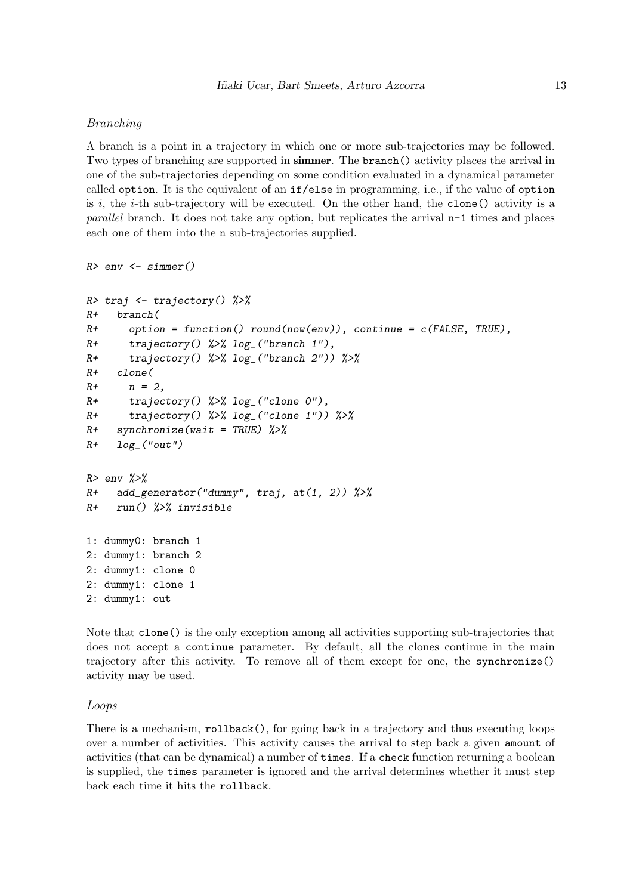*Branching*

A branch is a point in a trajectory in which one or more sub-trajectories may be followed. Two types of branching are supported in **simmer**. The `branch()` activity places the arrival in one of the sub-trajectories depending on some condition evaluated in a dynamical parameter called `option`. It is the equivalent of an `if/else` in programming, i.e., if the value of `option` is $i$, the $i$-th sub-trajectory will be executed. On the other hand, the `clone()` activity is a *parallel* branch. It does not take any option, but replicates the arrival `n-1` times and places each one of them into the `n` sub-trajectories supplied.

```
R> env <- simmer()

R> traj <- trajectory() %>%
R+   branch(
R+     option = function() round(now(env)), continue = c(FALSE, TRUE),
R+     trajectory() %>% log_("branch 1"),
R+     trajectory() %>% log_("branch 2")) %>%
R+   clone(
R+     n = 2,
R+     trajectory() %>% log_("clone 0"),
R+     trajectory() %>% log_("clone 1")) %>%
R+   synchronize(wait = TRUE) %>%
R+   log_("out")

R> env %>%
R+   add_generator("dummy", traj, at(1, 2)) %>%
R+   run() %>% invisible

1: dummy0: branch 1
2: dummy1: branch 2
2: dummy1: clone 0
2: dummy1: clone 1
2: dummy1: out
```

Note that `clone()` is the only exception among all activities supporting sub-trajectories that does not accept a `continue` parameter. By default, all the clones continue in the main trajectory after this activity. To remove all of them except for one, the `synchronize()` activity may be used.

*Loops*

There is a mechanism, `rollback()`, for going back in a trajectory and thus executing loops over a number of activities. This activity causes the arrival to step back a given `amount` of activities (that can be dynamical) a number of `times`. If a `check` function returning a boolean is supplied, the `times` parameter is ignored and the arrival determines whether it must step back each time it hits the `rollback`.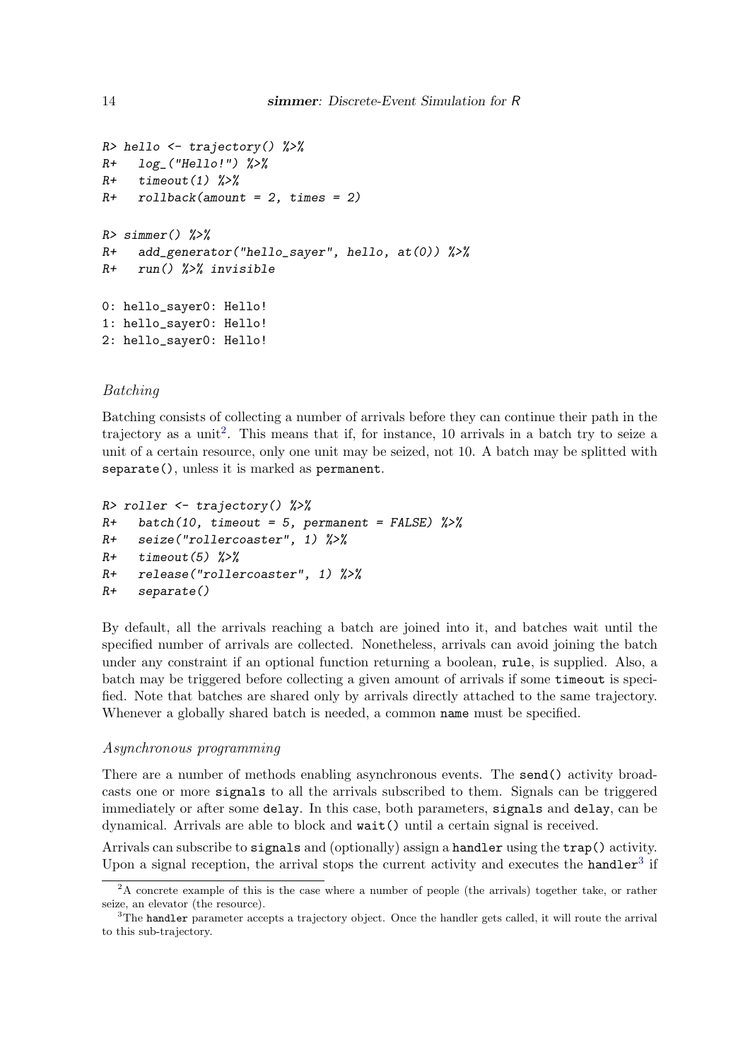```
R> hello <- trajectory() %>%
R+   log_("Hello!") %>%
R+   timeout(1) %>%
R+   rollback(amount = 2, times = 2)

R> simmer() %>%
R+   add_generator("hello_sayer", hello, at(0)) %>%
R+   run() %>% invisible

0: hello_sayer0: Hello!
1: hello_sayer0: Hello!
2: hello_sayer0: Hello!
```

*Batching*

Batching consists of collecting a number of arrivals before they can continue their path in the trajectory as a unit[2]. This means that if, for instance, 10 arrivals in a batch try to seize a unit of a certain resource, only one unit may be seized, not 10. A batch may be splitted with `separate()`, unless it is marked as `permanent`.

```
R> roller <- trajectory() %>%
R+   batch(10, timeout = 5, permanent = FALSE) %>%
R+   seize("rollercoaster", 1) %>%
R+   timeout(5) %>%
R+   release("rollercoaster", 1) %>%
R+   separate()
```

By default, all the arrivals reaching a batch are joined into it, and batches wait until the specified number of arrivals are collected. Nonetheless, arrivals can avoid joining the batch under any constraint if an optional function returning a boolean, `rule`, is supplied. Also, a batch may be triggered before collecting a given amount of arrivals if some `timeout` is specified. Note that batches are shared only by arrivals directly attached to the same trajectory. Whenever a globally shared batch is needed, a common `name` must be specified.

*Asynchronous programming*

There are a number of methods enabling asynchronous events. The `send()` activity broadcasts one or more `signals` to all the arrivals subscribed to them. Signals can be triggered immediately or after some `delay`. In this case, both parameters, `signals` and `delay`, can be dynamical. Arrivals are able to block and `wait()` until a certain signal is received.

Arrivals can subscribe to `signals` and (optionally) assign a `handler` using the `trap()` activity. Upon a signal reception, the arrival stops the current activity and executes the `handler`[3] if

[2] A concrete example of this is the case where a number of people (the arrivals) together take, or rather seize, an elevator (the resource).

[3] The `handler` parameter accepts a trajectory object. Once the handler gets called, it will route the arrival to this sub-trajectory.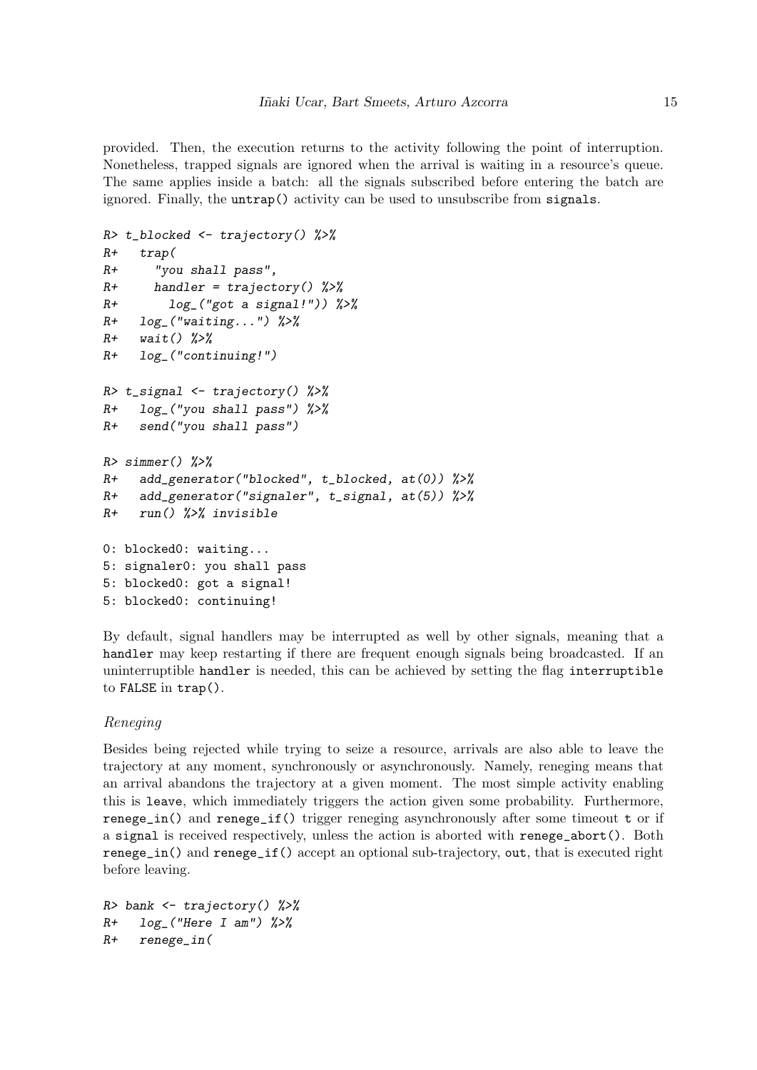provided. Then, the execution returns to the activity following the point of interruption. Nonetheless, trapped signals are ignored when the arrival is waiting in a resource's queue. The same applies inside a batch: all the signals subscribed before entering the batch are ignored. Finally, the untrap() activity can be used to unsubscribe from signals.

```
R> t_blocked <- trajectory() %>%
R+   trap(
R+     "you shall pass",
R+     handler = trajectory() %>%
R+       log_("got a signal!")) %>%
R+   log_("waiting...") %>%
R+   wait() %>%
R+   log_("continuing!")

R> t_signal <- trajectory() %>%
R+   log_("you shall pass") %>%
R+   send("you shall pass")

R> simmer() %>%
R+   add_generator("blocked", t_blocked, at(0)) %>%
R+   add_generator("signaler", t_signal, at(5)) %>%
R+   run() %>% invisible

0: blocked0: waiting...
5: signaler0: you shall pass
5: blocked0: got a signal!
5: blocked0: continuing!
```

By default, signal handlers may be interrupted as well by other signals, meaning that a handler may keep restarting if there are frequent enough signals being broadcasted. If an uninterruptible handler is needed, this can be achieved by setting the flag interruptible to FALSE in trap().

### *Reneging*

Besides being rejected while trying to seize a resource, arrivals are also able to leave the trajectory at any moment, synchronously or asynchronously. Namely, reneging means that an arrival abandons the trajectory at a given moment. The most simple activity enabling this is leave, which immediately triggers the action given some probability. Furthermore, renege_in() and renege_if() trigger reneging asynchronously after some timeout t or if a signal is received respectively, unless the action is aborted with renege_abort(). Both renege_in() and renege_if() accept an optional sub-trajectory, out, that is executed right before leaving.

```
R> bank <- trajectory() %>%
R+   log_("Here I am") %>%
R+   renege_in(
```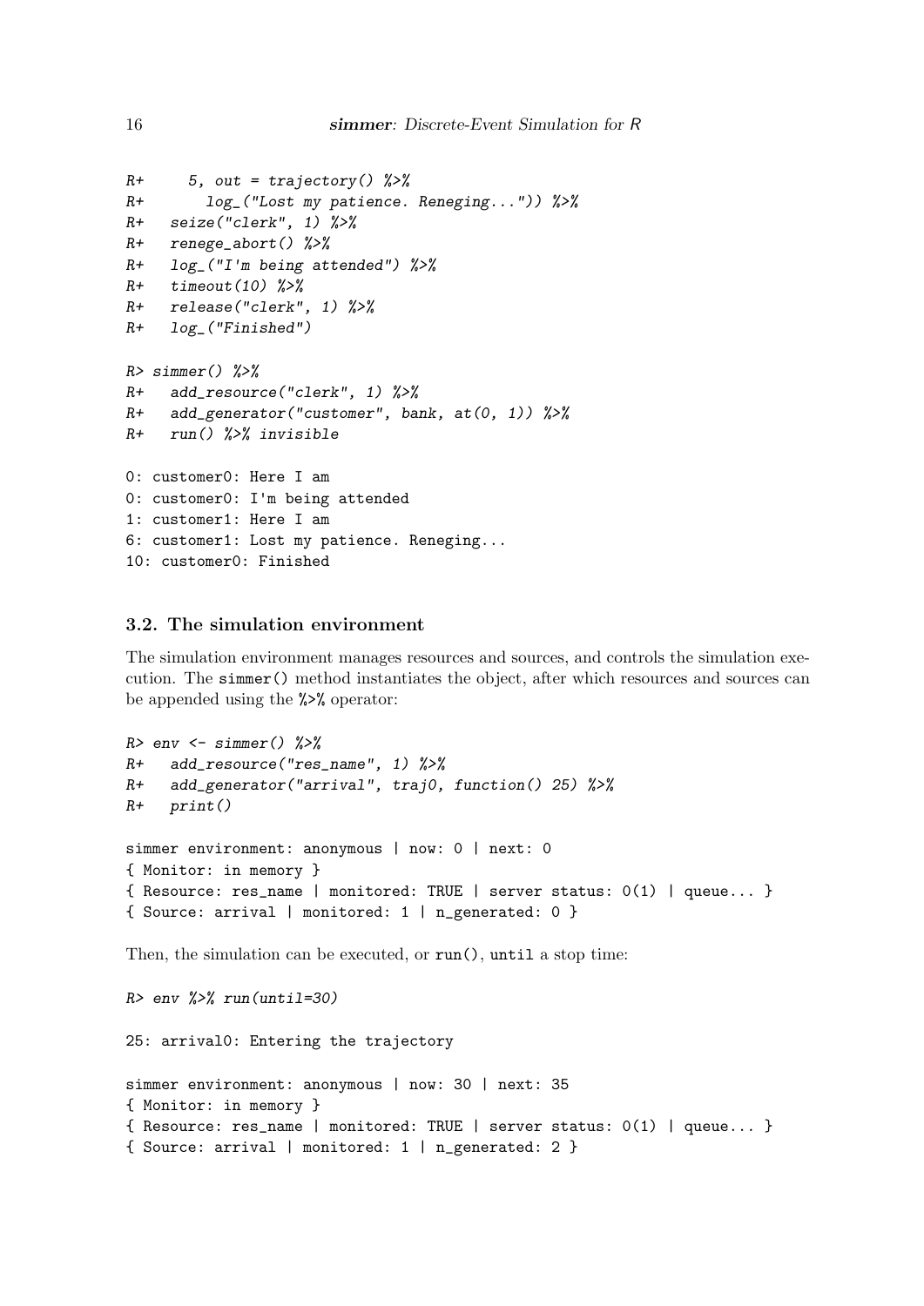```
R+     5, out = trajectory() %>%
R+       log_("Lost my patience. Reneging...")) %>%
R+   seize("clerk", 1) %>%
R+   renege_abort() %>%
R+   log_("I'm being attended") %>%
R+   timeout(10) %>%
R+   release("clerk", 1) %>%
R+   log_("Finished")

R> simmer() %>%
R+   add_resource("clerk", 1) %>%
R+   add_generator("customer", bank, at(0, 1)) %>%
R+   run() %>% invisible

0: customer0: Here I am
0: customer0: I'm being attended
1: customer1: Here I am
6: customer1: Lost my patience. Reneging...
10: customer0: Finished
```

### 3.2. The simulation environment

The simulation environment manages resources and sources, and controls the simulation execution. The `simmer()` method instantiates the object, after which resources and sources can be appended using the `%>%` operator:

```
R> env <- simmer() %>%
R+   add_resource("res_name", 1) %>%
R+   add_generator("arrival", traj0, function() 25) %>%
R+   print()

simmer environment: anonymous | now: 0 | next: 0
{ Monitor: in memory }
{ Resource: res_name | monitored: TRUE | server status: 0(1) | queue... }
{ Source: arrival | monitored: 1 | n_generated: 0 }
```

Then, the simulation can be executed, or `run()`, `until` a stop time:

```
R> env %>% run(until=30)

25: arrival0: Entering the trajectory

simmer environment: anonymous | now: 30 | next: 35
{ Monitor: in memory }
{ Resource: res_name | monitored: TRUE | server status: 0(1) | queue... }
{ Source: arrival | monitored: 1 | n_generated: 2 }
```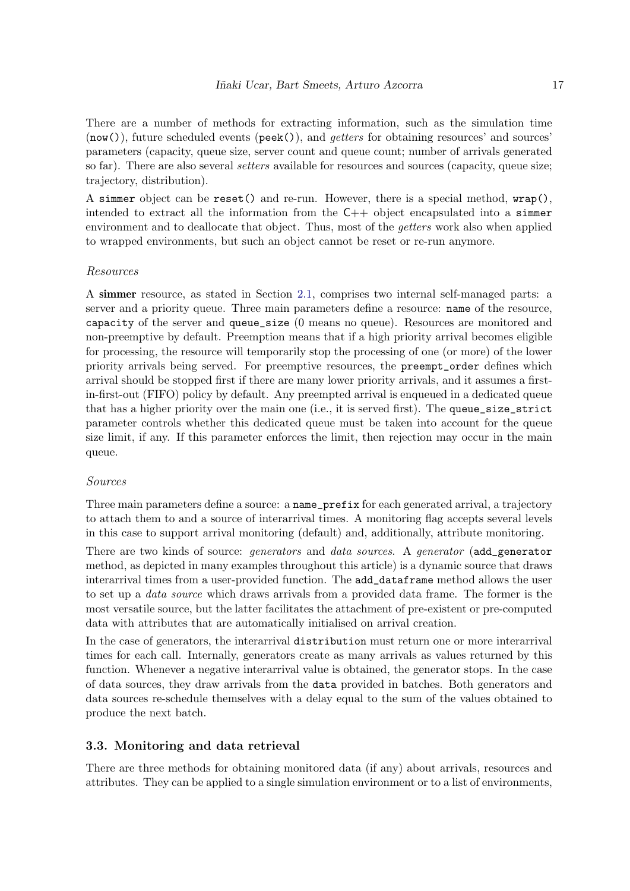There are a number of methods for extracting information, such as the simulation time (`now()`), future scheduled events (`peek()`), and *getters* for obtaining resources' and sources' parameters (capacity, queue size, server count and queue count; number of arrivals generated so far). There are also several *setters* available for resources and sources (capacity, queue size; trajectory, distribution).

A `simmer` object can be `reset()` and re-run. However, there is a special method, `wrap()`, intended to extract all the information from the C++ object encapsulated into a `simmer` environment and to deallocate that object. Thus, most of the *getters* work also when applied to wrapped environments, but such an object cannot be reset or re-run anymore.

*Resources*

A **simmer** resource, as stated in Section 2.1, comprises two internal self-managed parts: a server and a priority queue. Three main parameters define a resource: `name` of the resource, `capacity` of the server and `queue_size` (0 means no queue). Resources are monitored and non-preemptive by default. Preemption means that if a high priority arrival becomes eligible for processing, the resource will temporarily stop the processing of one (or more) of the lower priority arrivals being served. For preemptive resources, the `preempt_order` defines which arrival should be stopped first if there are many lower priority arrivals, and it assumes a first-in-first-out (FIFO) policy by default. Any preempted arrival is enqueued in a dedicated queue that has a higher priority over the main one (i.e., it is served first). The `queue_size_strict` parameter controls whether this dedicated queue must be taken into account for the queue size limit, if any. If this parameter enforces the limit, then rejection may occur in the main queue.

*Sources*

Three main parameters define a source: a `name_prefix` for each generated arrival, a trajectory to attach them to and a source of interarrival times. A monitoring flag accepts several levels in this case to support arrival monitoring (default) and, additionally, attribute monitoring.

There are two kinds of source: *generators* and *data sources*. A *generator* (`add_generator` method, as depicted in many examples throughout this article) is a dynamic source that draws interarrival times from a user-provided function. The `add_dataframe` method allows the user to set up a *data source* which draws arrivals from a provided data frame. The former is the most versatile source, but the latter facilitates the attachment of pre-existent or pre-computed data with attributes that are automatically initialised on arrival creation.

In the case of generators, the interarrival `distribution` must return one or more interarrival times for each call. Internally, generators create as many arrivals as values returned by this function. Whenever a negative interarrival value is obtained, the generator stops. In the case of data sources, they draw arrivals from the `data` provided in batches. Both generators and data sources re-schedule themselves with a delay equal to the sum of the values obtained to produce the next batch.

### 3.3. Monitoring and data retrieval

There are three methods for obtaining monitored data (if any) about arrivals, resources and attributes. They can be applied to a single simulation environment or to a list of environments,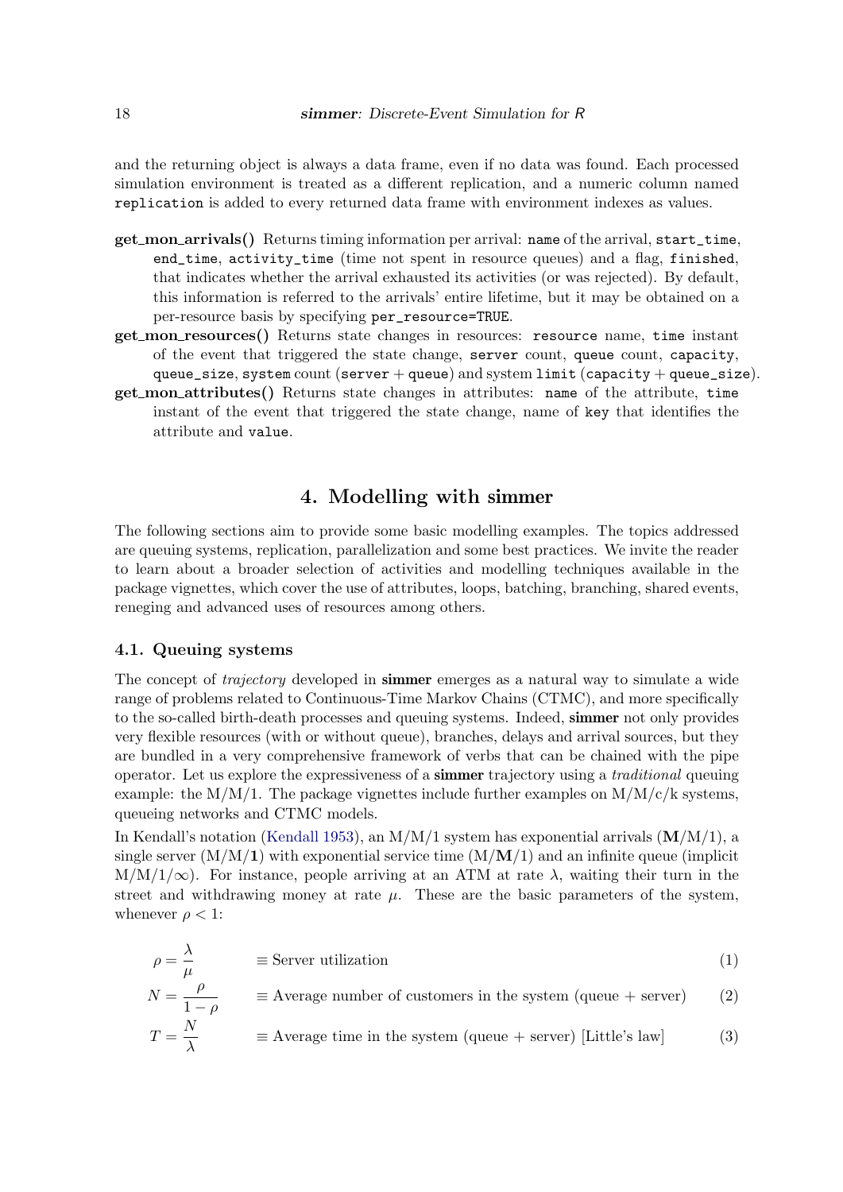and the returning object is always a data frame, even if no data was found. Each processed simulation environment is treated as a different replication, and a numeric column named `replication` is added to every returned data frame with environment indexes as values.

- **get_mon_arrivals()** Returns timing information per arrival: `name` of the arrival, `start_time`, `end_time`, `activity_time` (time not spent in resource queues) and a flag, `finished`, that indicates whether the arrival exhausted its activities (or was rejected). By default, this information is referred to the arrivals' entire lifetime, but it may be obtained on a per-resource basis by specifying `per_resource=TRUE`.
- **get_mon_resources()** Returns state changes in resources: `resource` name, `time` instant of the event that triggered the state change, `server` count, `queue` count, `capacity`, `queue_size`, `system` count (`server` + `queue`) and system `limit` (`capacity` + `queue_size`).
- **get_mon_attributes()** Returns state changes in attributes: `name` of the attribute, `time` instant of the event that triggered the state change, name of `key` that identifies the attribute and `value`.

# 4. Modelling with simmer

The following sections aim to provide some basic modelling examples. The topics addressed are queuing systems, replication, parallelization and some best practices. We invite the reader to learn about a broader selection of activities and modelling techniques available in the package vignettes, which cover the use of attributes, loops, batching, branching, shared events, reneging and advanced uses of resources among others.

## 4.1. Queuing systems

The concept of *trajectory* developed in **simmer** emerges as a natural way to simulate a wide range of problems related to Continuous-Time Markov Chains (CTMC), and more specifically to the so-called birth-death processes and queuing systems. Indeed, **simmer** not only provides very flexible resources (with or without queue), branches, delays and arrival sources, but they are bundled in a very comprehensive framework of verbs that can be chained with the pipe operator. Let us explore the expressiveness of a **simmer** trajectory using a *traditional* queuing example: the M/M/1. The package vignettes include further examples on M/M/c/k systems, queueing networks and CTMC models.

In Kendall's notation (Kendall 1953), an M/M/1 system has exponential arrivals (**M**/M/1), a single server (M/M/**1**) with exponential service time (M/**M**/1) and an infinite queue (implicit $M/M/1/\infty$). For instance, people arriving at an ATM at rate $\lambda$, waiting their turn in the street and withdrawing money at rate $\mu$. These are the basic parameters of the system, whenever $\rho < 1$:

$$\rho = \frac{\lambda}{\mu} \qquad \equiv \text{Server utilization} \tag{1}$$

$$N = \frac{\rho}{1-\rho} \qquad \equiv \text{Average number of customers in the system (queue + server)} \tag{2}$$

$$T = \frac{N}{\lambda} \qquad \equiv \text{Average time in the system (queue + server) [Little's law]} \tag{3}$$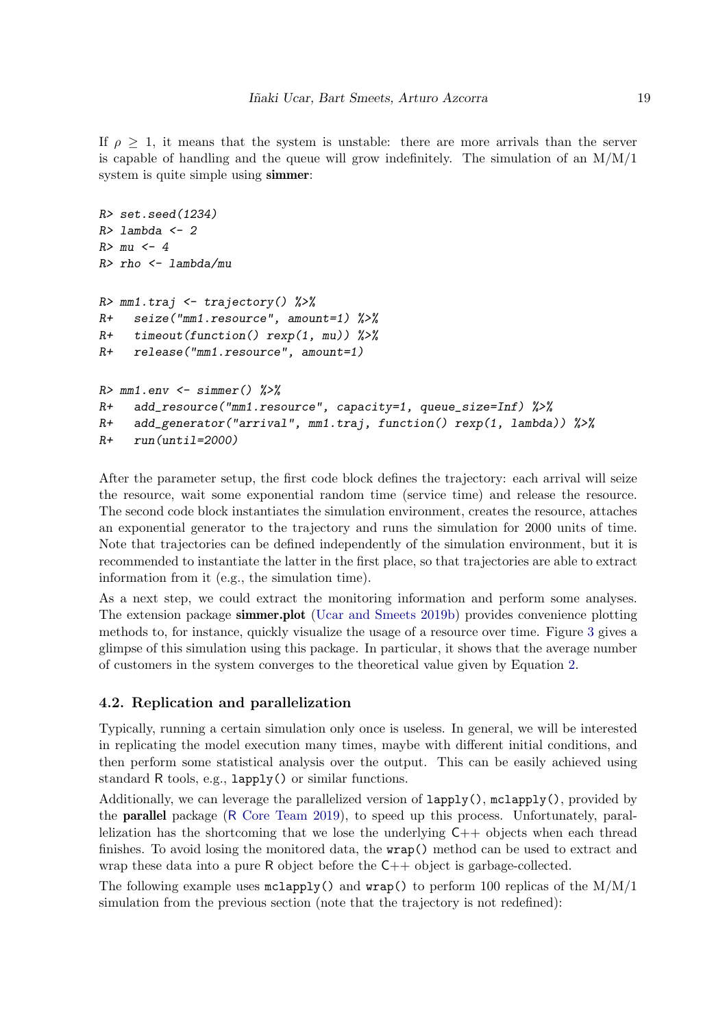If $\rho \geq 1$, it means that the system is unstable: there are more arrivals than the server is capable of handling and the queue will grow indefinitely. The simulation of an M/M/1 system is quite simple using **simmer**:

```
R> set.seed(1234)
R> lambda <- 2
R> mu <- 4
R> rho <- lambda/mu

R> mm1.traj <- trajectory() %>%
R+   seize("mm1.resource", amount=1) %>%
R+   timeout(function() rexp(1, mu)) %>%
R+   release("mm1.resource", amount=1)

R> mm1.env <- simmer() %>%
R+   add_resource("mm1.resource", capacity=1, queue_size=Inf) %>%
R+   add_generator("arrival", mm1.traj, function() rexp(1, lambda)) %>%
R+   run(until=2000)
```

After the parameter setup, the first code block defines the trajectory: each arrival will seize the resource, wait some exponential random time (service time) and release the resource. The second code block instantiates the simulation environment, creates the resource, attaches an exponential generator to the trajectory and runs the simulation for 2000 units of time. Note that trajectories can be defined independently of the simulation environment, but it is recommended to instantiate the latter in the first place, so that trajectories are able to extract information from it (e.g., the simulation time).

As a next step, we could extract the monitoring information and perform some analyses. The extension package **simmer.plot** (Ucar and Smeets 2019b) provides convenience plotting methods to, for instance, quickly visualize the usage of a resource over time. Figure 3 gives a glimpse of this simulation using this package. In particular, it shows that the average number of customers in the system converges to the theoretical value given by Equation 2.

### 4.2. Replication and parallelization

Typically, running a certain simulation only once is useless. In general, we will be interested in replicating the model execution many times, maybe with different initial conditions, and then perform some statistical analysis over the output. This can be easily achieved using standard R tools, e.g., `lapply()` or similar functions.

Additionally, we can leverage the parallelized version of `lapply()`, `mclapply()`, provided by the **parallel** package (R Core Team 2019), to speed up this process. Unfortunately, parallelization has the shortcoming that we lose the underlying C++ objects when each thread finishes. To avoid losing the monitored data, the `wrap()` method can be used to extract and wrap these data into a pure R object before the C++ object is garbage-collected.

The following example uses `mclapply()` and `wrap()` to perform 100 replicas of the M/M/1 simulation from the previous section (note that the trajectory is not redefined):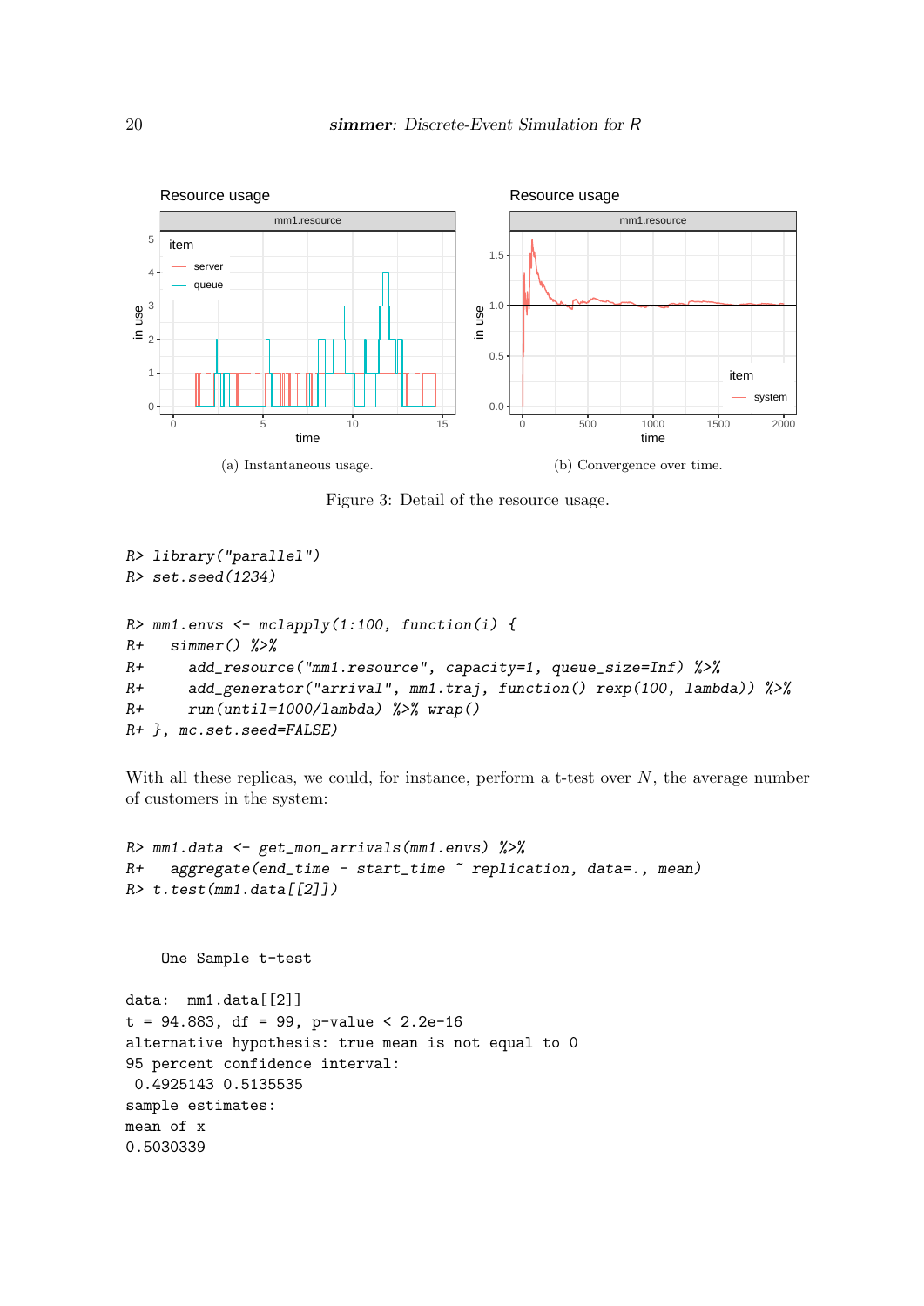(a) Instantaneous usage.

(b) Convergence over time.

Figure 3: Detail of the resource usage.

```
R> library("parallel")
R> set.seed(1234)

R> mm1.envs <- mclapply(1:100, function(i) {
R+   simmer() %>%
R+     add_resource("mm1.resource", capacity=1, queue_size=Inf) %>%
R+     add_generator("arrival", mm1.traj, function() rexp(100, lambda)) %>%
R+     run(until=1000/lambda) %>% wrap()
R+ }, mc.set.seed=FALSE)
```

With all these replicas, we could, for instance, perform a t-test over $N$, the average number of customers in the system:

```
R> mm1.data <- get_mon_arrivals(mm1.envs) %>%
R+   aggregate(end_time - start_time ~ replication, data=., mean)
R> t.test(mm1.data[[2]])


    One Sample t-test

data:  mm1.data[[2]]
t = 94.883, df = 99, p-value < 2.2e-16
alternative hypothesis: true mean is not equal to 0
95 percent confidence interval:
 0.4925143 0.5135535
sample estimates:
mean of x
0.5030339
```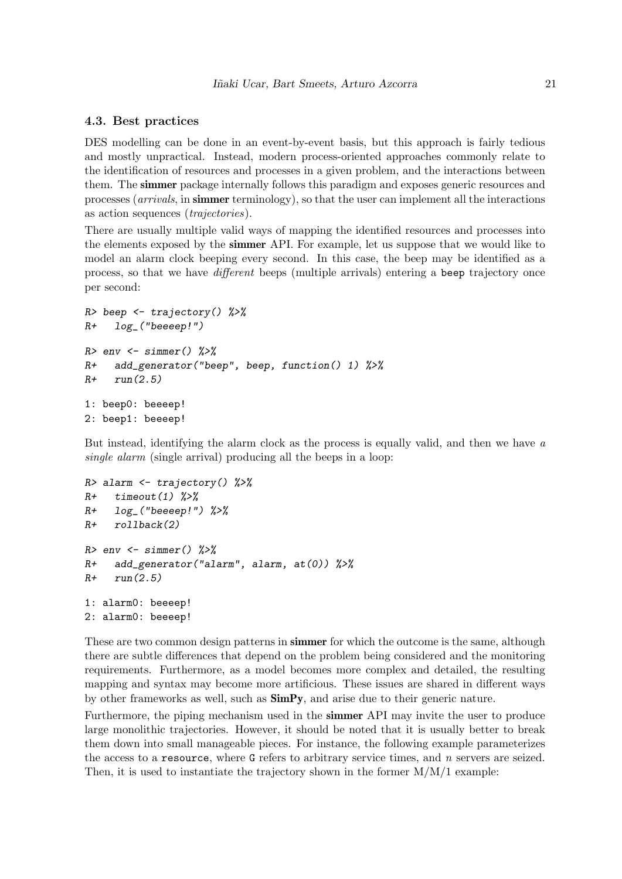### 4.3. Best practices

DES modelling can be done in an event-by-event basis, but this approach is fairly tedious and mostly unpractical. Instead, modern process-oriented approaches commonly relate to the identification of resources and processes in a given problem, and the interactions between them. The **simmer** package internally follows this paradigm and exposes generic resources and processes (*arrivals*, in **simmer** terminology), so that the user can implement all the interactions as action sequences (*trajectories*).

There are usually multiple valid ways of mapping the identified resources and processes into the elements exposed by the **simmer** API. For example, let us suppose that we would like to model an alarm clock beeping every second. In this case, the beep may be identified as a process, so that we have *different* beeps (multiple arrivals) entering a `beep` trajectory once per second:

```
R> beep <- trajectory() %>%
R+   log_("beeeep!")
R> env <- simmer() %>%
R+   add_generator("beep", beep, function() 1) %>%
R+   run(2.5)

1: beep0: beeeep!
2: beep1: beeeep!
```

But instead, identifying the alarm clock as the process is equally valid, and then we have *a single alarm* (single arrival) producing all the beeps in a loop:

```
R> alarm <- trajectory() %>%
R+   timeout(1) %>%
R+   log_("beeeep!") %>%
R+   rollback(2)
R> env <- simmer() %>%
R+   add_generator("alarm", alarm, at(0)) %>%
R+   run(2.5)

1: alarm0: beeeep!
2: alarm0: beeeep!
```

These are two common design patterns in **simmer** for which the outcome is the same, although there are subtle differences that depend on the problem being considered and the monitoring requirements. Furthermore, as a model becomes more complex and detailed, the resulting mapping and syntax may become more artificious. These issues are shared in different ways by other frameworks as well, such as **SimPy**, and arise due to their generic nature.

Furthermore, the piping mechanism used in the **simmer** API may invite the user to produce large monolithic trajectories. However, it should be noted that it is usually better to break them down into small manageable pieces. For instance, the following example parameterizes the access to a `resource`, where `G` refers to arbitrary service times, and $n$ servers are seized. Then, it is used to instantiate the trajectory shown in the former M/M/1 example: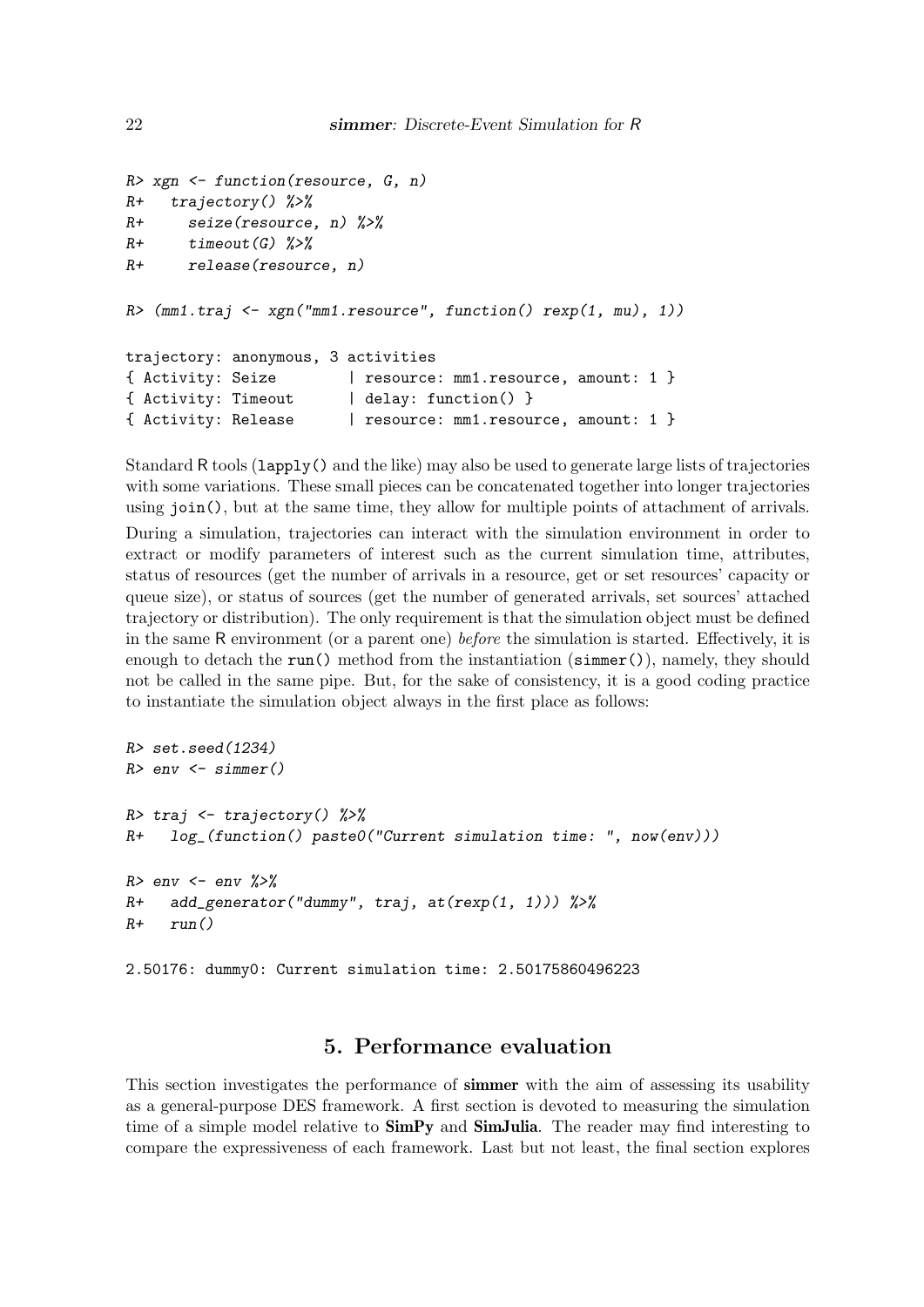```
R> xgn <- function(resource, G, n)
R+   trajectory() %>%
R+     seize(resource, n) %>%
R+     timeout(G) %>%
R+     release(resource, n)

R> (mm1.traj <- xgn("mm1.resource", function() rexp(1, mu), 1))

trajectory: anonymous, 3 activities
{ Activity: Seize        | resource: mm1.resource, amount: 1 }
{ Activity: Timeout      | delay: function() }
{ Activity: Release      | resource: mm1.resource, amount: 1 }
```

Standard R tools (`lapply()` and the like) may also be used to generate large lists of trajectories with some variations. These small pieces can be concatenated together into longer trajectories using `join()`, but at the same time, they allow for multiple points of attachment of arrivals.

During a simulation, trajectories can interact with the simulation environment in order to extract or modify parameters of interest such as the current simulation time, attributes, status of resources (get the number of arrivals in a resource, get or set resources' capacity or queue size), or status of sources (get the number of generated arrivals, set sources' attached trajectory or distribution). The only requirement is that the simulation object must be defined in the same R environment (or a parent one) *before* the simulation is started. Effectively, it is enough to detach the `run()` method from the instantiation (`simmer()`), namely, they should not be called in the same pipe. But, for the sake of consistency, it is a good coding practice to instantiate the simulation object always in the first place as follows:

```
R> set.seed(1234)
R> env <- simmer()

R> traj <- trajectory() %>%
R+   log_(function() paste0("Current simulation time: ", now(env)))

R> env <- env %>%
R+   add_generator("dummy", traj, at(rexp(1, 1))) %>%
R+   run()

2.50176: dummy0: Current simulation time: 2.50175860496223
```

## 5. Performance evaluation

This section investigates the performance of **simmer** with the aim of assessing its usability as a general-purpose DES framework. A first section is devoted to measuring the simulation time of a simple model relative to **SimPy** and **SimJulia**. The reader may find interesting to compare the expressiveness of each framework. Last but not least, the final section explores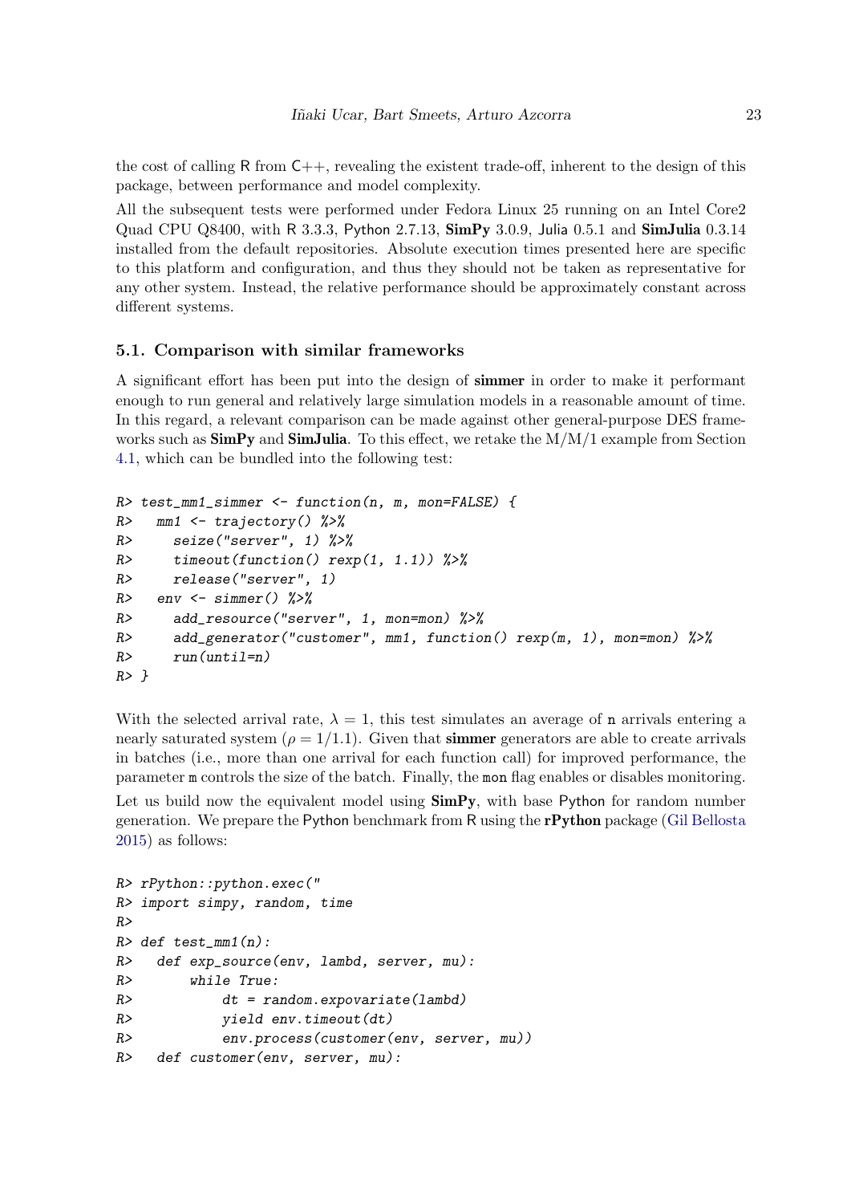the cost of calling R from C++, revealing the existent trade-off, inherent to the design of this package, between performance and model complexity.

All the subsequent tests were performed under Fedora Linux 25 running on an Intel Core2 Quad CPU Q8400, with R 3.3.3, Python 2.7.13, **SimPy** 3.0.9, Julia 0.5.1 and **SimJulia** 0.3.14 installed from the default repositories. Absolute execution times presented here are specific to this platform and configuration, and thus they should not be taken as representative for any other system. Instead, the relative performance should be approximately constant across different systems.

### 5.1. Comparison with similar frameworks

A significant effort has been put into the design of **simmer** in order to make it performant enough to run general and relatively large simulation models in a reasonable amount of time. In this regard, a relevant comparison can be made against other general-purpose DES frameworks such as **SimPy** and **SimJulia**. To this effect, we retake the M/M/1 example from Section 4.1, which can be bundled into the following test:

```
R> test_mm1_simmer <- function(n, m, mon=FALSE) {
R>   mm1 <- trajectory() %>%
R>     seize("server", 1) %>%
R>     timeout(function() rexp(1, 1.1)) %>%
R>     release("server", 1)
R>   env <- simmer() %>%
R>     add_resource("server", 1, mon=mon) %>%
R>     add_generator("customer", mm1, function() rexp(m, 1), mon=mon) %>%
R>     run(until=n)
R> }
```

With the selected arrival rate, $\lambda = 1$, this test simulates an average of `n` arrivals entering a nearly saturated system ($\rho = 1/1.1$). Given that **simmer** generators are able to create arrivals in batches (i.e., more than one arrival for each function call) for improved performance, the parameter `m` controls the size of the batch. Finally, the `mon` flag enables or disables monitoring.

Let us build now the equivalent model using **SimPy**, with base Python for random number generation. We prepare the Python benchmark from R using the **rPython** package (Gil Bellosta 2015) as follows:

```
R> rPython::python.exec("
R> import simpy, random, time
R>
R> def test_mm1(n):
R>   def exp_source(env, lambd, server, mu):
R>       while True:
R>           dt = random.expovariate(lambd)
R>           yield env.timeout(dt)
R>           env.process(customer(env, server, mu))
R>   def customer(env, server, mu):
```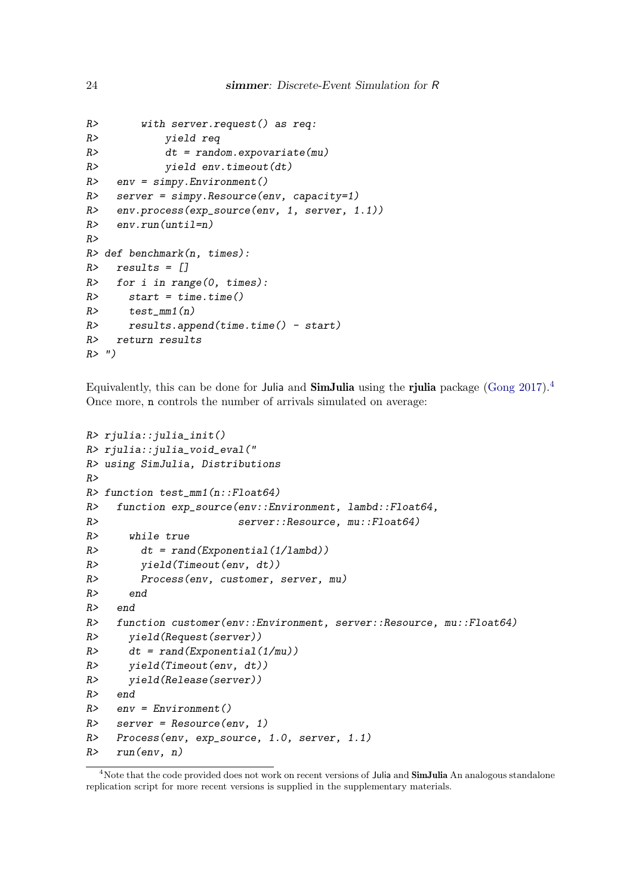```
R>       with server.request() as req:
R>           yield req
R>           dt = random.expovariate(mu)
R>           yield env.timeout(dt)
R>   env = simpy.Environment()
R>   server = simpy.Resource(env, capacity=1)
R>   env.process(exp_source(env, 1, server, 1.1))
R>   env.run(until=n)
R>
R> def benchmark(n, times):
R>   results = []
R>   for i in range(0, times):
R>     start = time.time()
R>     test_mm1(n)
R>     results.append(time.time() - start)
R>   return results
R> ")
```

Equivalently, this can be done for Julia and **SimJulia** using the **rjulia** package (Gong 2017).[4] Once more, n controls the number of arrivals simulated on average:

```
R> rjulia::julia_init()
R> rjulia::julia_void_eval("
R> using SimJulia, Distributions
R>
R> function test_mm1(n::Float64)
R>   function exp_source(env::Environment, lambd::Float64,
R>                       server::Resource, mu::Float64)
R>     while true
R>       dt = rand(Exponential(1/lambd))
R>       yield(Timeout(env, dt))
R>       Process(env, customer, server, mu)
R>     end
R>   end
R>   function customer(env::Environment, server::Resource, mu::Float64)
R>     yield(Request(server))
R>     dt = rand(Exponential(1/mu))
R>     yield(Timeout(env, dt))
R>     yield(Release(server))
R>   end
R>   env = Environment()
R>   server = Resource(env, 1)
R>   Process(env, exp_source, 1.0, server, 1.1)
R>   run(env, n)
```

[4] Note that the code provided does not work on recent versions of Julia and **SimJulia** An analogous standalone replication script for more recent versions is supplied in the supplementary materials.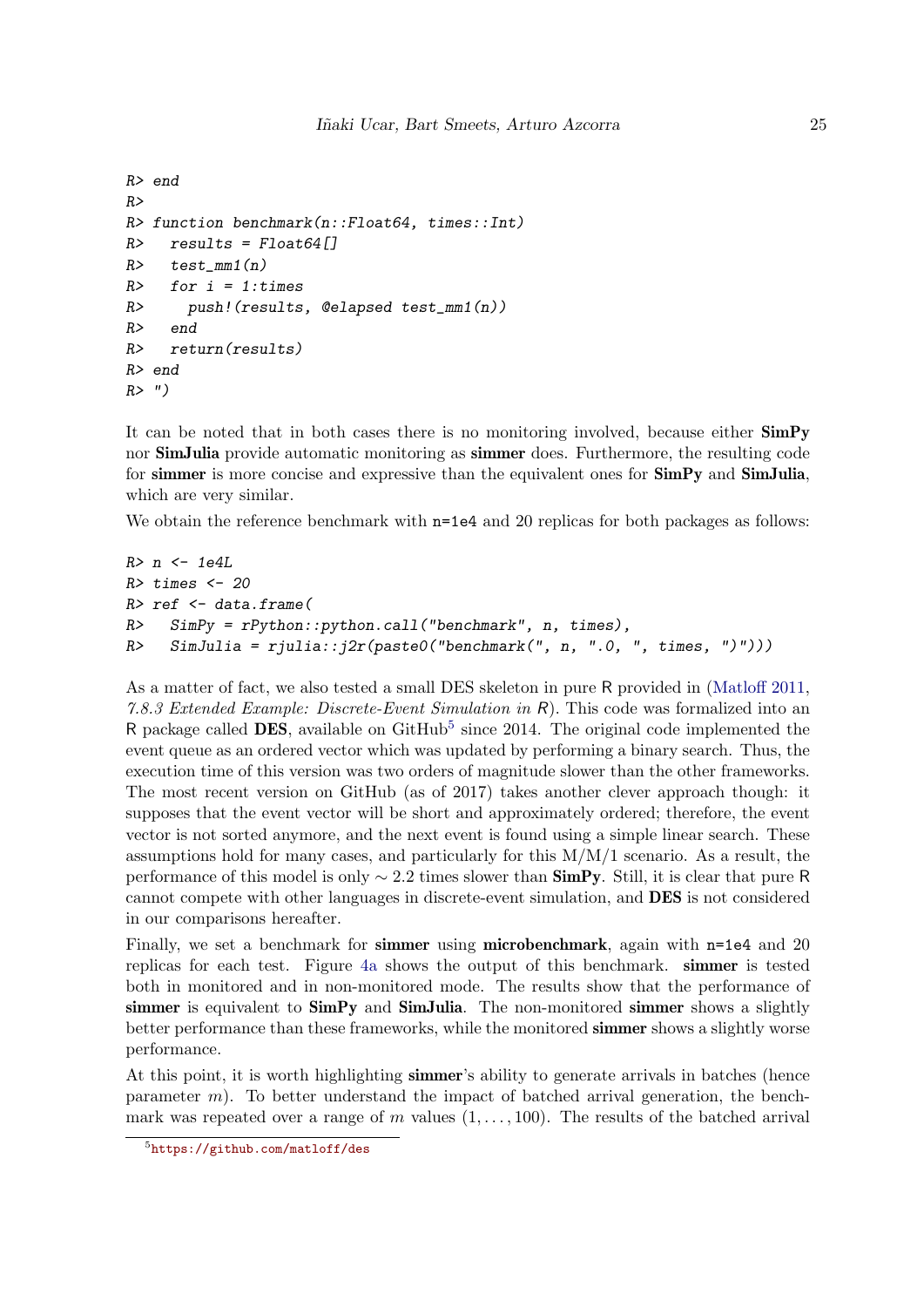```
R> end
R>
R> function benchmark(n::Float64, times::Int)
R>   results = Float64[]
R>   test_mm1(n)
R>   for i = 1:times
R>     push!(results, @elapsed test_mm1(n))
R>   end
R>   return(results)
R> end
R> ")
```

It can be noted that in both cases there is no monitoring involved, because either **SimPy** nor **SimJulia** provide automatic monitoring as **simmer** does. Furthermore, the resulting code for **simmer** is more concise and expressive than the equivalent ones for **SimPy** and **SimJulia**, which are very similar.

We obtain the reference benchmark with `n=1e4` and 20 replicas for both packages as follows:

```
R> n <- 1e4L
R> times <- 20
R> ref <- data.frame(
R>   SimPy = rPython::python.call("benchmark", n, times),
R>   SimJulia = rjulia::j2r(paste0("benchmark(", n, ".0, ", times, ")")))
```

As a matter of fact, we also tested a small DES skeleton in pure R provided in (Matloff 2011, *7.8.3 Extended Example: Discrete-Event Simulation in R*). This code was formalized into an R package called **DES**, available on GitHub[5] since 2014. The original code implemented the event queue as an ordered vector which was updated by performing a binary search. Thus, the execution time of this version was two orders of magnitude slower than the other frameworks. The most recent version on GitHub (as of 2017) takes another clever approach though: it supposes that the event vector will be short and approximately ordered; therefore, the event vector is not sorted anymore, and the next event is found using a simple linear search. These assumptions hold for many cases, and particularly for this M/M/1 scenario. As a result, the performance of this model is only $\sim 2.2$ times slower than **SimPy**. Still, it is clear that pure R cannot compete with other languages in discrete-event simulation, and **DES** is not considered in our comparisons hereafter.

Finally, we set a benchmark for **simmer** using **microbenchmark**, again with `n=1e4` and 20 replicas for each test. Figure 4a shows the output of this benchmark. **simmer** is tested both in monitored and in non-monitored mode. The results show that the performance of **simmer** is equivalent to **SimPy** and **SimJulia**. The non-monitored **simmer** shows a slightly better performance than these frameworks, while the monitored **simmer** shows a slightly worse performance.

At this point, it is worth highlighting **simmer**'s ability to generate arrivals in batches (hence parameter $m$). To better understand the impact of batched arrival generation, the benchmark was repeated over a range of $m$ values $(1, \ldots, 100)$. The results of the batched arrival

[5] https://github.com/matloff/des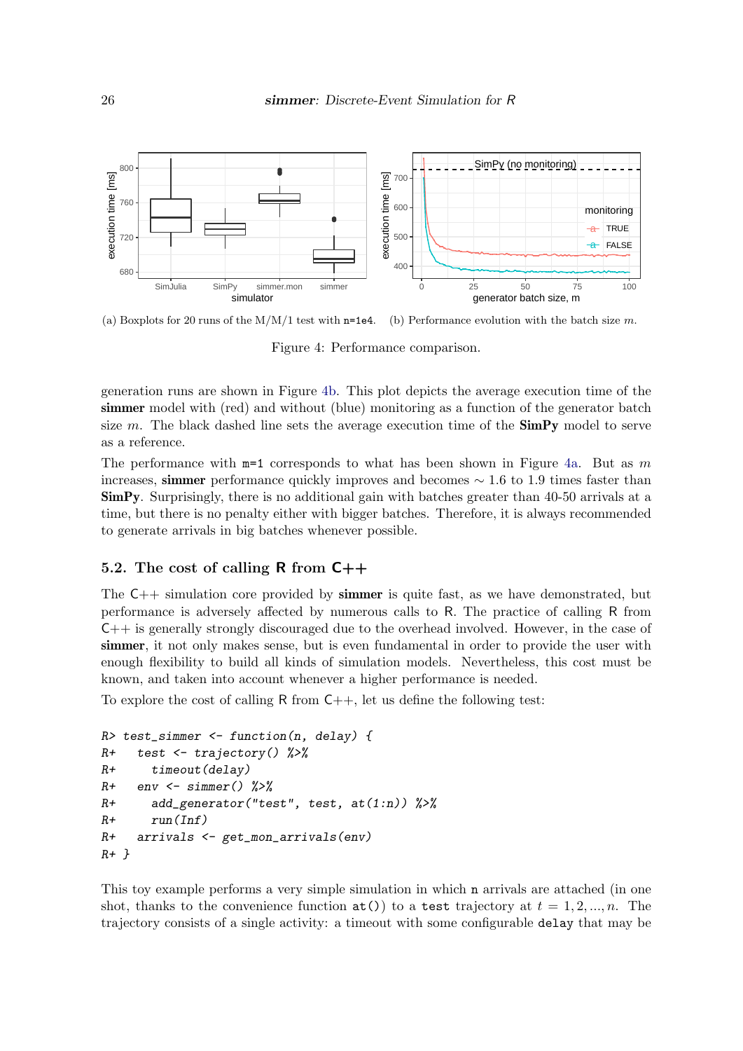(a) Boxplots for 20 runs of the M/M/1 test with `n=1e4`. (b) Performance evolution with the batch size $m$.

Figure 4: Performance comparison.

generation runs are shown in Figure 4b. This plot depicts the average execution time of the **simmer** model with (red) and without (blue) monitoring as a function of the generator batch size $m$. The black dashed line sets the average execution time of the **SimPy** model to serve as a reference.

The performance with `m=1` corresponds to what has been shown in Figure 4a. But as $m$ increases, **simmer** performance quickly improves and becomes $\sim$ 1.6 to 1.9 times faster than **SimPy**. Surprisingly, there is no additional gain with batches greater than 40-50 arrivals at a time, but there is no penalty either with bigger batches. Therefore, it is always recommended to generate arrivals in big batches whenever possible.

## 5.2. The cost of calling R from C++

The C++ simulation core provided by **simmer** is quite fast, as we have demonstrated, but performance is adversely affected by numerous calls to R. The practice of calling R from C++ is generally strongly discouraged due to the overhead involved. However, in the case of **simmer**, it not only makes sense, but is even fundamental in order to provide the user with enough flexibility to build all kinds of simulation models. Nevertheless, this cost must be known, and taken into account whenever a higher performance is needed.

To explore the cost of calling R from C++, let us define the following test:

```
R> test_simmer <- function(n, delay) {
R+   test <- trajectory() %>%
R+     timeout(delay)
R+   env <- simmer() %>%
R+     add_generator("test", test, at(1:n)) %>%
R+     run(Inf)
R+   arrivals <- get_mon_arrivals(env)
R+ }
```

This toy example performs a very simple simulation in which `n` arrivals are attached (in one shot, thanks to the convenience function `at()`) to a `test` trajectory at $t = 1, 2, ..., n$. The trajectory consists of a single activity: a timeout with some configurable `delay` that may be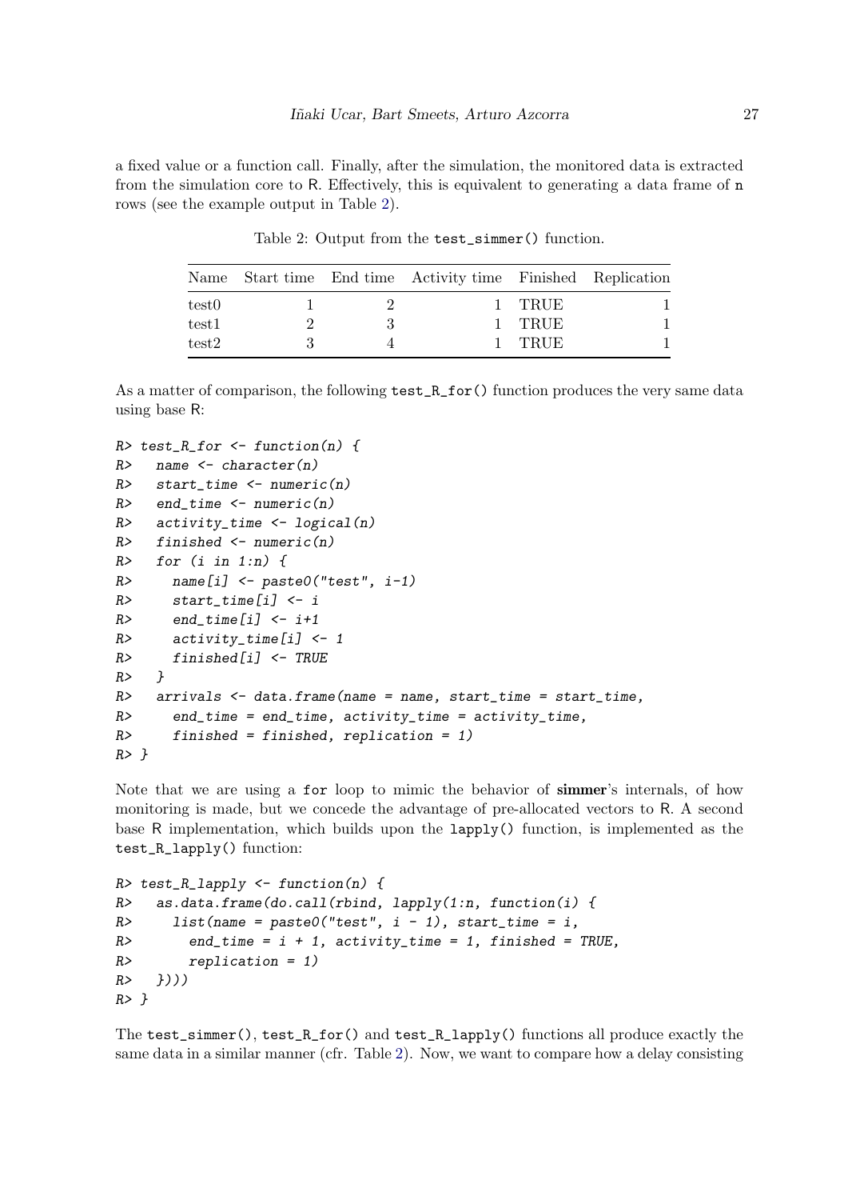a fixed value or a function call. Finally, after the simulation, the monitored data is extracted from the simulation core to R. Effectively, this is equivalent to generating a data frame of `n` rows (see the example output in Table 2).

Table 2: Output from the `test_simmer()` function.

| Name | Start time | End time | Activity time | Finished | Replication |
|---|---|---|---|---|---|
| test0 | 1 | 2 | 1 | TRUE | 1 |
| test1 | 2 | 3 | 1 | TRUE | 1 |
| test2 | 3 | 4 | 1 | TRUE | 1 |

As a matter of comparison, the following `test_R_for()` function produces the very same data using base R:

```
R> test_R_for <- function(n) {
R>   name <- character(n)
R>   start_time <- numeric(n)
R>   end_time <- numeric(n)
R>   activity_time <- logical(n)
R>   finished <- numeric(n)
R>   for (i in 1:n) {
R>     name[i] <- paste0("test", i-1)
R>     start_time[i] <- i
R>     end_time[i] <- i+1
R>     activity_time[i] <- 1
R>     finished[i] <- TRUE
R>   }
R>   arrivals <- data.frame(name = name, start_time = start_time,
R>     end_time = end_time, activity_time = activity_time,
R>     finished = finished, replication = 1)
R> }
```

Note that we are using a `for` loop to mimic the behavior of **simmer**'s internals, of how monitoring is made, but we concede the advantage of pre-allocated vectors to R. A second base R implementation, which builds upon the `lapply()` function, is implemented as the `test_R_lapply()` function:

```
R> test_R_lapply <- function(n) {
R>   as.data.frame(do.call(rbind, lapply(1:n, function(i) {
R>     list(name = paste0("test", i - 1), start_time = i,
R>       end_time = i + 1, activity_time = 1, finished = TRUE,
R>       replication = 1)
R>   })))
R> }
```

The `test_simmer()`, `test_R_for()` and `test_R_lapply()` functions all produce exactly the same data in a similar manner (cfr. Table 2). Now, we want to compare how a delay consisting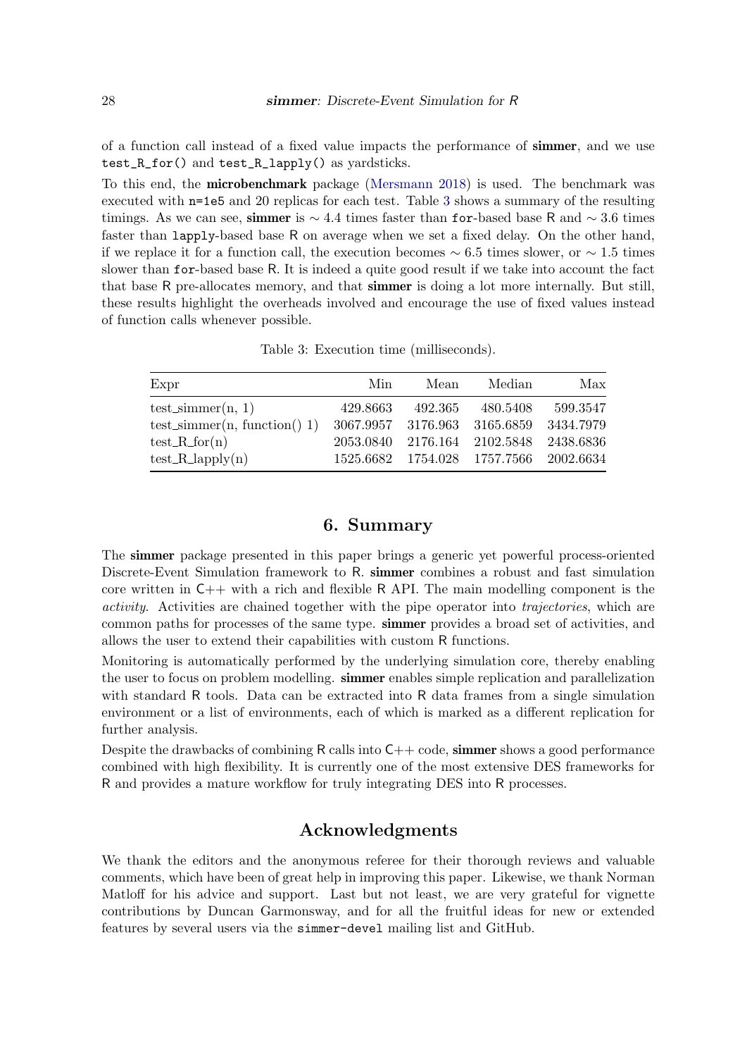of a function call instead of a fixed value impacts the performance of **simmer**, and we use `test_R_for()` and `test_R_lapply()` as yardsticks.

To this end, the **microbenchmark** package (Mersmann 2018) is used. The benchmark was executed with `n=1e5` and 20 replicas for each test. Table 3 shows a summary of the resulting timings. As we can see, **simmer** is $\sim 4.4$ times faster than `for`-based base R and $\sim 3.6$ times faster than `lapply`-based base R on average when we set a fixed delay. On the other hand, if we replace it for a function call, the execution becomes $\sim 6.5$ times slower, or $\sim 1.5$ times slower than `for`-based base R. It is indeed a quite good result if we take into account the fact that base R pre-allocates memory, and that **simmer** is doing a lot more internally. But still, these results highlight the overheads involved and encourage the use of fixed values instead of function calls whenever possible.

Table 3: Execution time (milliseconds).

| Expr | Min | Mean | Median | Max |
|---|---|---|---|---|
| test_simmer(n, 1) | 429.8663 | 492.365 | 480.5408 | 599.3547 |
| test_simmer(n, function() 1) | 3067.9957 | 3176.963 | 3165.6859 | 3434.7979 |
| test_R_for(n) | 2053.0840 | 2176.164 | 2102.5848 | 2438.6836 |
| test_R_lapply(n) | 1525.6682 | 1754.028 | 1757.7566 | 2002.6634 |

# 6. Summary

The **simmer** package presented in this paper brings a generic yet powerful process-oriented Discrete-Event Simulation framework to R. **simmer** combines a robust and fast simulation core written in C++ with a rich and flexible R API. The main modelling component is the *activity*. Activities are chained together with the pipe operator into *trajectories*, which are common paths for processes of the same type. **simmer** provides a broad set of activities, and allows the user to extend their capabilities with custom R functions.

Monitoring is automatically performed by the underlying simulation core, thereby enabling the user to focus on problem modelling. **simmer** enables simple replication and parallelization with standard R tools. Data can be extracted into R data frames from a single simulation environment or a list of environments, each of which is marked as a different replication for further analysis.

Despite the drawbacks of combining R calls into C++ code, **simmer** shows a good performance combined with high flexibility. It is currently one of the most extensive DES frameworks for R and provides a mature workflow for truly integrating DES into R processes.

# Acknowledgments

We thank the editors and the anonymous referee for their thorough reviews and valuable comments, which have been of great help in improving this paper. Likewise, we thank Norman Matloff for his advice and support. Last but not least, we are very grateful for vignette contributions by Duncan Garmonsway, and for all the fruitful ideas for new or extended features by several users via the `simmer-devel` mailing list and GitHub.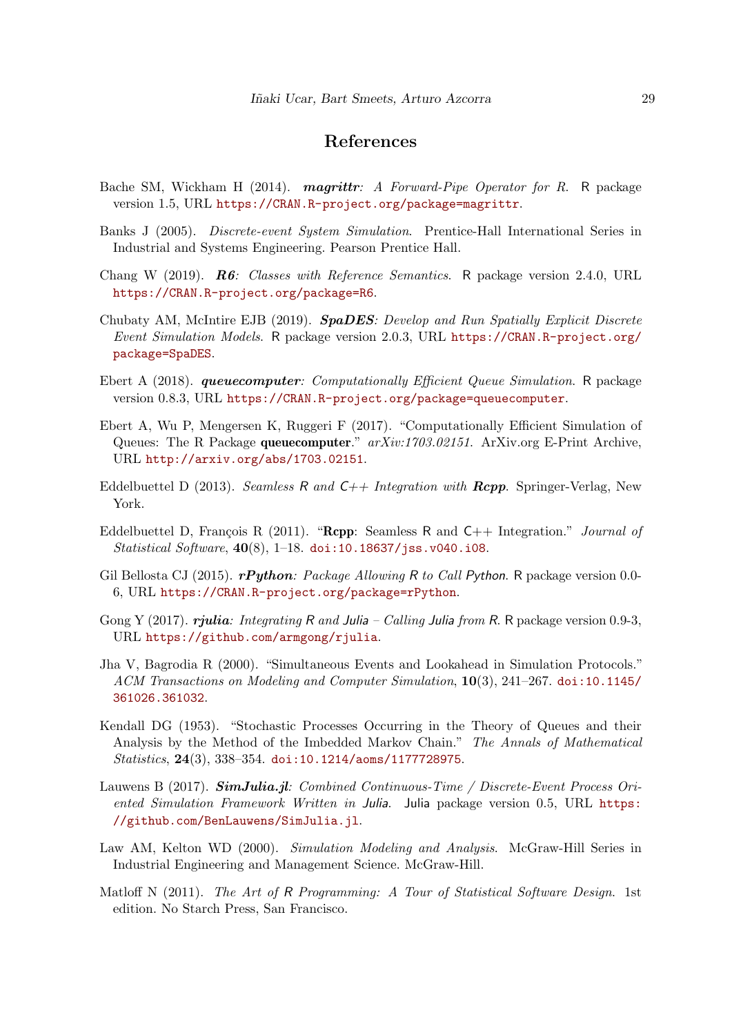# References

Bache SM, Wickham H (2014). ***magrittr**: A Forward-Pipe Operator for R*. R package version 1.5, URL https://CRAN.R-project.org/package=magrittr.

Banks J (2005). *Discrete-event System Simulation*. Prentice-Hall International Series in Industrial and Systems Engineering. Pearson Prentice Hall.

Chang W (2019). ***R6**: Classes with Reference Semantics*. R package version 2.4.0, URL https://CRAN.R-project.org/package=R6.

Chubaty AM, McIntire EJB (2019). ***SpaDES**: Develop and Run Spatially Explicit Discrete Event Simulation Models*. R package version 2.0.3, URL https://CRAN.R-project.org/package=SpaDES.

Ebert A (2018). ***queuecomputer**: Computationally Efficient Queue Simulation*. R package version 0.8.3, URL https://CRAN.R-project.org/package=queuecomputer.

Ebert A, Wu P, Mengersen K, Ruggeri F (2017). "Computationally Efficient Simulation of Queues: The R Package **queuecomputer**." *arXiv:1703.02151*. ArXiv.org E-Print Archive, URL http://arxiv.org/abs/1703.02151.

Eddelbuettel D (2013). *Seamless R and C++ Integration with **Rcpp***. Springer-Verlag, New York.

Eddelbuettel D, François R (2011). "**Rcpp**: Seamless R and C++ Integration." *Journal of Statistical Software*, **40**(8), 1–18. doi:10.18637/jss.v040.i08.

Gil Bellosta CJ (2015). ***rPython**: Package Allowing R to Call Python*. R package version 0.0-6, URL https://CRAN.R-project.org/package=rPython.

Gong Y (2017). ***rjulia**: Integrating R and Julia – Calling Julia from R*. R package version 0.9-3, URL https://github.com/armgong/rjulia.

Jha V, Bagrodia R (2000). "Simultaneous Events and Lookahead in Simulation Protocols." *ACM Transactions on Modeling and Computer Simulation*, **10**(3), 241–267. doi:10.1145/361026.361032.

Kendall DG (1953). "Stochastic Processes Occurring in the Theory of Queues and their Analysis by the Method of the Imbedded Markov Chain." *The Annals of Mathematical Statistics*, **24**(3), 338–354. doi:10.1214/aoms/1177728975.

Lauwens B (2017). ***SimJulia.jl**: Combined Continuous-Time / Discrete-Event Process Oriented Simulation Framework Written in Julia*. Julia package version 0.5, URL https://github.com/BenLauwens/SimJulia.jl.

Law AM, Kelton WD (2000). *Simulation Modeling and Analysis*. McGraw-Hill Series in Industrial Engineering and Management Science. McGraw-Hill.

Matloff N (2011). *The Art of R Programming: A Tour of Statistical Software Design*. 1st edition. No Starch Press, San Francisco.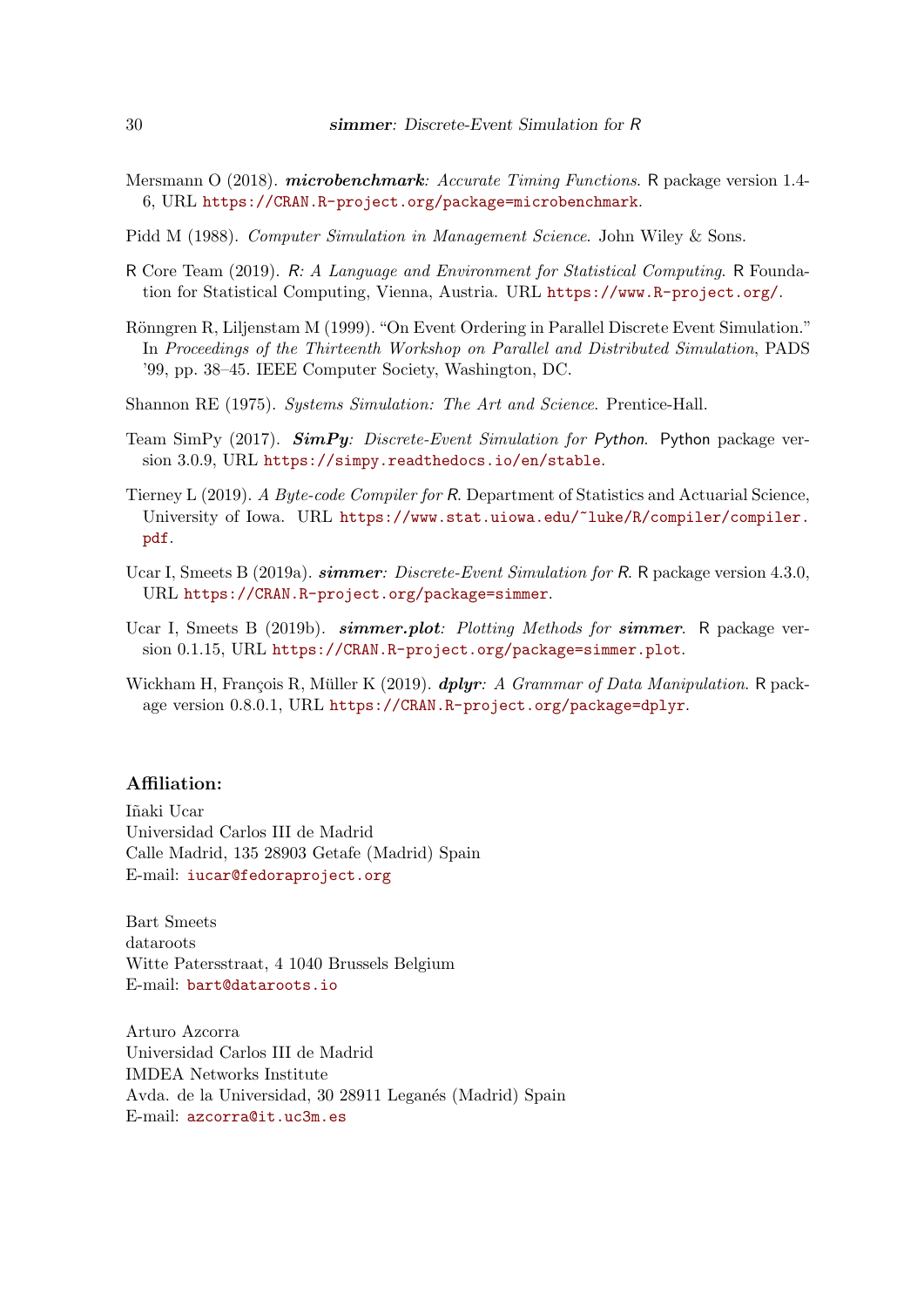Mersmann O (2018). ***microbenchmark**: Accurate Timing Functions*. R package version 1.4-6, URL https://CRAN.R-project.org/package=microbenchmark.

Pidd M (1988). *Computer Simulation in Management Science*. John Wiley & Sons.

R Core Team (2019). *R: A Language and Environment for Statistical Computing*. R Foundation for Statistical Computing, Vienna, Austria. URL https://www.R-project.org/.

Rönngren R, Liljenstam M (1999). "On Event Ordering in Parallel Discrete Event Simulation." In *Proceedings of the Thirteenth Workshop on Parallel and Distributed Simulation*, PADS '99, pp. 38–45. IEEE Computer Society, Washington, DC.

Shannon RE (1975). *Systems Simulation: The Art and Science*. Prentice-Hall.

Team SimPy (2017). ***SimPy**: Discrete-Event Simulation for Python*. Python package version 3.0.9, URL https://simpy.readthedocs.io/en/stable.

Tierney L (2019). *A Byte-code Compiler for R*. Department of Statistics and Actuarial Science, University of Iowa. URL https://www.stat.uiowa.edu/~luke/R/compiler/compiler.pdf.

Ucar I, Smeets B (2019a). ***simmer**: Discrete-Event Simulation for R*. R package version 4.3.0, URL https://CRAN.R-project.org/package=simmer.

Ucar I, Smeets B (2019b). ***simmer.plot**: Plotting Methods for **simmer***. R package version 0.1.15, URL https://CRAN.R-project.org/package=simmer.plot.

Wickham H, François R, Müller K (2019). ***dplyr**: A Grammar of Data Manipulation*. R package version 0.8.0.1, URL https://CRAN.R-project.org/package=dplyr.

### Affiliation:

Iñaki Ucar
Universidad Carlos III de Madrid
Calle Madrid, 135 28903 Getafe (Madrid) Spain
E-mail: iucar@fedoraproject.org

Bart Smeets
dataroots
Witte Patersstraat, 4 1040 Brussels Belgium
E-mail: bart@dataroots.io

Arturo Azcorra
Universidad Carlos III de Madrid
IMDEA Networks Institute
Avda. de la Universidad, 30 28911 Leganés (Madrid) Spain
E-mail: azcorra@it.uc3m.es